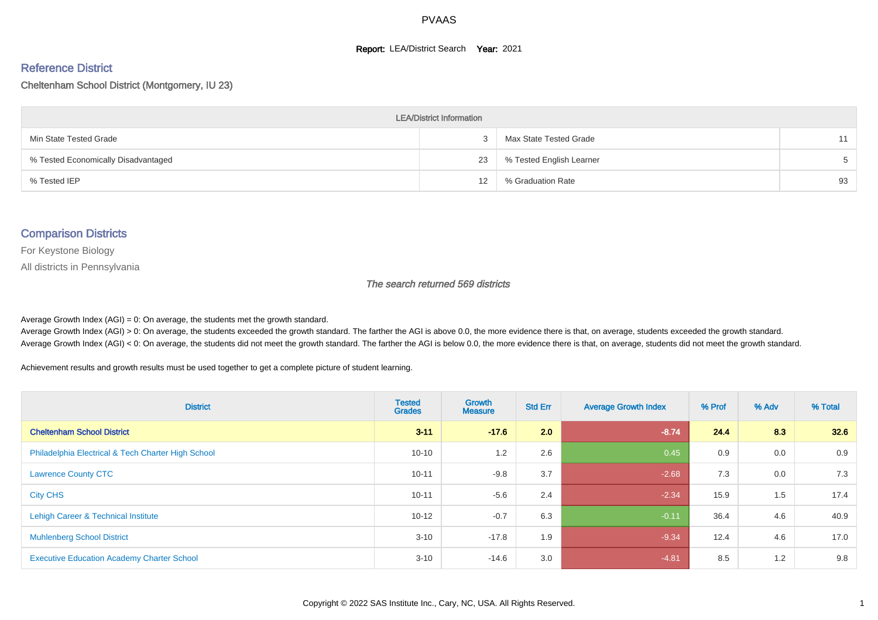# PVAAS

**Report:** LEA/District Search **Year:** 2021

## Reference District

Cheltenham School District (Montgomery, IU 23)

| LEA/District Information | | | |
|---|---|---|---|
| Min State Tested Grade | 3 | Max State Tested Grade | 11 |
| % Tested Economically Disadvantaged | 23 | % Tested English Learner | 5 |
| % Tested IEP | 12 | % Graduation Rate | 93 |

## Comparison Districts

For Keystone Biology

All districts in Pennsylvania

*The search returned 569 districts*

Average Growth Index (AGI) = 0: On average, the students met the growth standard.
Average Growth Index (AGI) > 0: On average, the students exceeded the growth standard. The farther the AGI is above 0.0, the more evidence there is that, on average, students exceeded the growth standard.
Average Growth Index (AGI) < 0: On average, the students did not meet the growth standard. The farther the AGI is below 0.0, the more evidence there is that, on average, students did not meet the growth standard.

Achievement results and growth results must be used together to get a complete picture of student learning.

| District | Tested Grades | Growth Measure | Std Err | Average Growth Index | % Prof | % Adv | % Total |
|---|---|---|---|---|---|---|---|
| **Cheltenham School District** | **3-11** | **-17.6** | **2.0** | **-8.74** | **24.4** | **8.3** | **32.6** |
| Philadelphia Electrical & Tech Charter High School | 10-10 | 1.2 | 2.6 | 0.45 | 0.9 | 0.0 | 0.9 |
| Lawrence County CTC | 10-11 | -9.8 | 3.7 | -2.68 | 7.3 | 0.0 | 7.3 |
| City CHS | 10-11 | -5.6 | 2.4 | -2.34 | 15.9 | 1.5 | 17.4 |
| Lehigh Career & Technical Institute | 10-12 | -0.7 | 6.3 | -0.11 | 36.4 | 4.6 | 40.9 |
| Muhlenberg School District | 3-10 | -17.8 | 1.9 | -9.34 | 12.4 | 4.6 | 17.0 |
| Executive Education Academy Charter School | 3-10 | -14.6 | 3.0 | -4.81 | 8.5 | 1.2 | 9.8 |

Copyright © 2022 SAS Institute Inc., Cary, NC, USA. All Rights Reserved.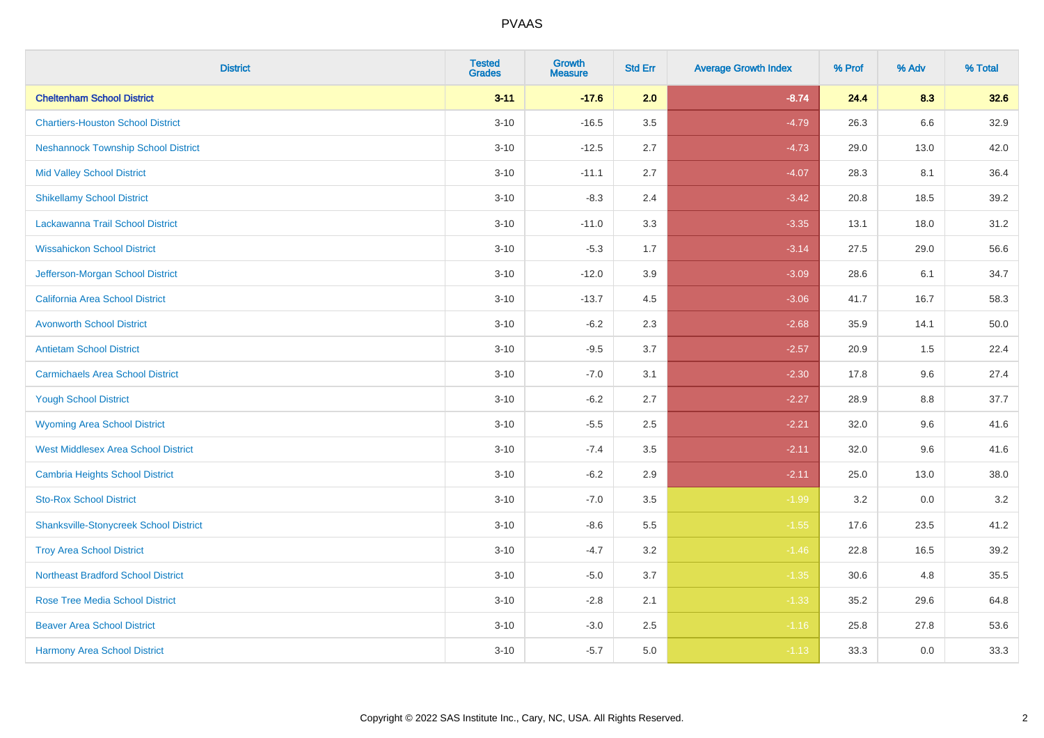| District | Tested Grades | Growth Measure | Std Err | Average Growth Index | % Prof | % Adv | % Total |
|---|---|---|---|---|---|---|---|
| **Cheltenham School District** | **3-11** | **-17.6** | **2.0** | **-8.74** | **24.4** | **8.3** | **32.6** |
| Chartiers-Houston School District | 3-10 | -16.5 | 3.5 | -4.79 | 26.3 | 6.6 | 32.9 |
| Neshannock Township School District | 3-10 | -12.5 | 2.7 | -4.73 | 29.0 | 13.0 | 42.0 |
| Mid Valley School District | 3-10 | -11.1 | 2.7 | -4.07 | 28.3 | 8.1 | 36.4 |
| Shikellamy School District | 3-10 | -8.3 | 2.4 | -3.42 | 20.8 | 18.5 | 39.2 |
| Lackawanna Trail School District | 3-10 | -11.0 | 3.3 | -3.35 | 13.1 | 18.0 | 31.2 |
| Wissahickon School District | 3-10 | -5.3 | 1.7 | -3.14 | 27.5 | 29.0 | 56.6 |
| Jefferson-Morgan School District | 3-10 | -12.0 | 3.9 | -3.09 | 28.6 | 6.1 | 34.7 |
| California Area School District | 3-10 | -13.7 | 4.5 | -3.06 | 41.7 | 16.7 | 58.3 |
| Avonworth School District | 3-10 | -6.2 | 2.3 | -2.68 | 35.9 | 14.1 | 50.0 |
| Antietam School District | 3-10 | -9.5 | 3.7 | -2.57 | 20.9 | 1.5 | 22.4 |
| Carmichaels Area School District | 3-10 | -7.0 | 3.1 | -2.30 | 17.8 | 9.6 | 27.4 |
| Yough School District | 3-10 | -6.2 | 2.7 | -2.27 | 28.9 | 8.8 | 37.7 |
| Wyoming Area School District | 3-10 | -5.5 | 2.5 | -2.21 | 32.0 | 9.6 | 41.6 |
| West Middlesex Area School District | 3-10 | -7.4 | 3.5 | -2.11 | 32.0 | 9.6 | 41.6 |
| Cambria Heights School District | 3-10 | -6.2 | 2.9 | -2.11 | 25.0 | 13.0 | 38.0 |
| Sto-Rox School District | 3-10 | -7.0 | 3.5 | -1.99 | 3.2 | 0.0 | 3.2 |
| Shanksville-Stonycreek School District | 3-10 | -8.6 | 5.5 | -1.55 | 17.6 | 23.5 | 41.2 |
| Troy Area School District | 3-10 | -4.7 | 3.2 | -1.46 | 22.8 | 16.5 | 39.2 |
| Northeast Bradford School District | 3-10 | -5.0 | 3.7 | -1.35 | 30.6 | 4.8 | 35.5 |
| Rose Tree Media School District | 3-10 | -2.8 | 2.1 | -1.33 | 35.2 | 29.6 | 64.8 |
| Beaver Area School District | 3-10 | -3.0 | 2.5 | -1.16 | 25.8 | 27.8 | 53.6 |
| Harmony Area School District | 3-10 | -5.7 | 5.0 | -1.13 | 33.3 | 0.0 | 33.3 |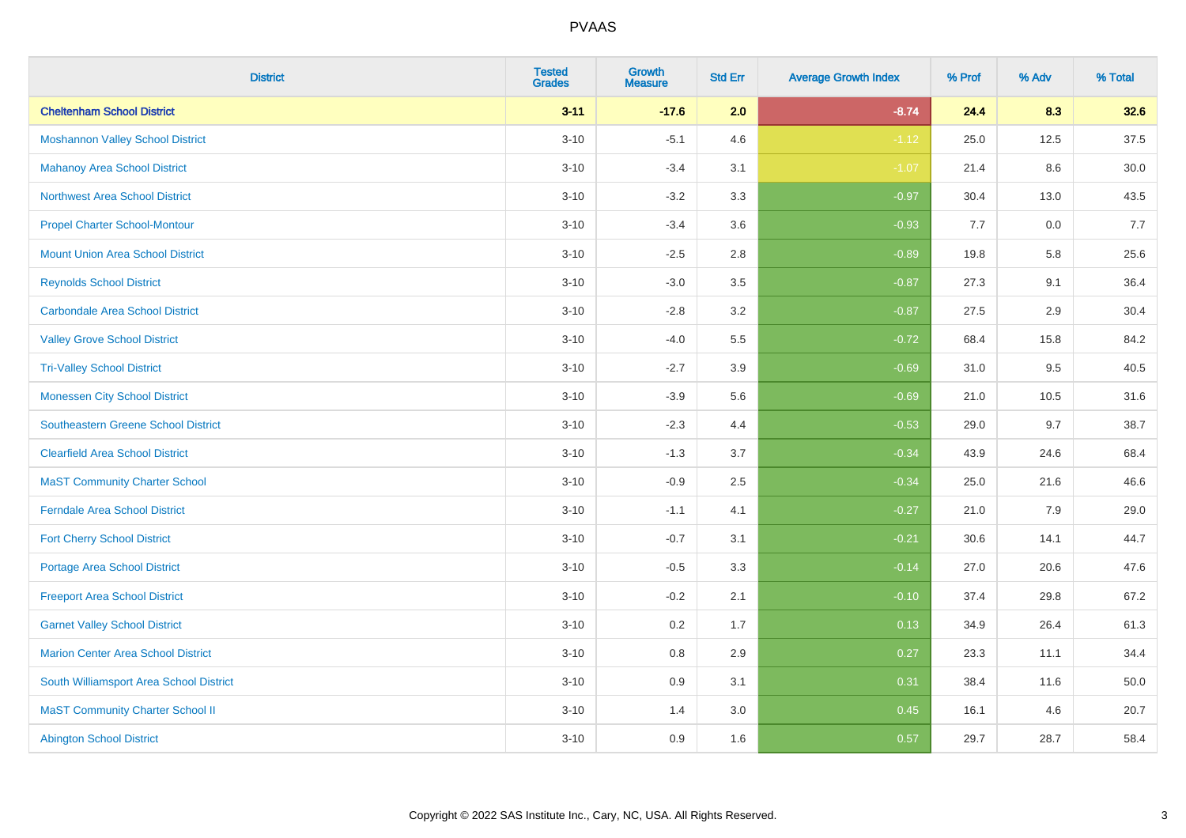# PVAAS

| District | Tested Grades | Growth Measure | Std Err | Average Growth Index | % Prof | % Adv | % Total |
|---|---|---|---|---|---|---|---|
| **Cheltenham School District** | **3-11** | **-17.6** | **2.0** | **-8.74** | **24.4** | **8.3** | **32.6** |
| Moshannon Valley School District | 3-10 | -5.1 | 4.6 | -1.12 | 25.0 | 12.5 | 37.5 |
| Mahanoy Area School District | 3-10 | -3.4 | 3.1 | -1.07 | 21.4 | 8.6 | 30.0 |
| Northwest Area School District | 3-10 | -3.2 | 3.3 | -0.97 | 30.4 | 13.0 | 43.5 |
| Propel Charter School-Montour | 3-10 | -3.4 | 3.6 | -0.93 | 7.7 | 0.0 | 7.7 |
| Mount Union Area School District | 3-10 | -2.5 | 2.8 | -0.89 | 19.8 | 5.8 | 25.6 |
| Reynolds School District | 3-10 | -3.0 | 3.5 | -0.87 | 27.3 | 9.1 | 36.4 |
| Carbondale Area School District | 3-10 | -2.8 | 3.2 | -0.87 | 27.5 | 2.9 | 30.4 |
| Valley Grove School District | 3-10 | -4.0 | 5.5 | -0.72 | 68.4 | 15.8 | 84.2 |
| Tri-Valley School District | 3-10 | -2.7 | 3.9 | -0.69 | 31.0 | 9.5 | 40.5 |
| Monessen City School District | 3-10 | -3.9 | 5.6 | -0.69 | 21.0 | 10.5 | 31.6 |
| Southeastern Greene School District | 3-10 | -2.3 | 4.4 | -0.53 | 29.0 | 9.7 | 38.7 |
| Clearfield Area School District | 3-10 | -1.3 | 3.7 | -0.34 | 43.9 | 24.6 | 68.4 |
| MaST Community Charter School | 3-10 | -0.9 | 2.5 | -0.34 | 25.0 | 21.6 | 46.6 |
| Ferndale Area School District | 3-10 | -1.1 | 4.1 | -0.27 | 21.0 | 7.9 | 29.0 |
| Fort Cherry School District | 3-10 | -0.7 | 3.1 | -0.21 | 30.6 | 14.1 | 44.7 |
| Portage Area School District | 3-10 | -0.5 | 3.3 | -0.14 | 27.0 | 20.6 | 47.6 |
| Freeport Area School District | 3-10 | -0.2 | 2.1 | -0.10 | 37.4 | 29.8 | 67.2 |
| Garnet Valley School District | 3-10 | 0.2 | 1.7 | 0.13 | 34.9 | 26.4 | 61.3 |
| Marion Center Area School District | 3-10 | 0.8 | 2.9 | 0.27 | 23.3 | 11.1 | 34.4 |
| South Williamsport Area School District | 3-10 | 0.9 | 3.1 | 0.31 | 38.4 | 11.6 | 50.0 |
| MaST Community Charter School II | 3-10 | 1.4 | 3.0 | 0.45 | 16.1 | 4.6 | 20.7 |
| Abington School District | 3-10 | 0.9 | 1.6 | 0.57 | 29.7 | 28.7 | 58.4 |

Copyright © 2022 SAS Institute Inc., Cary, NC, USA. All Rights Reserved.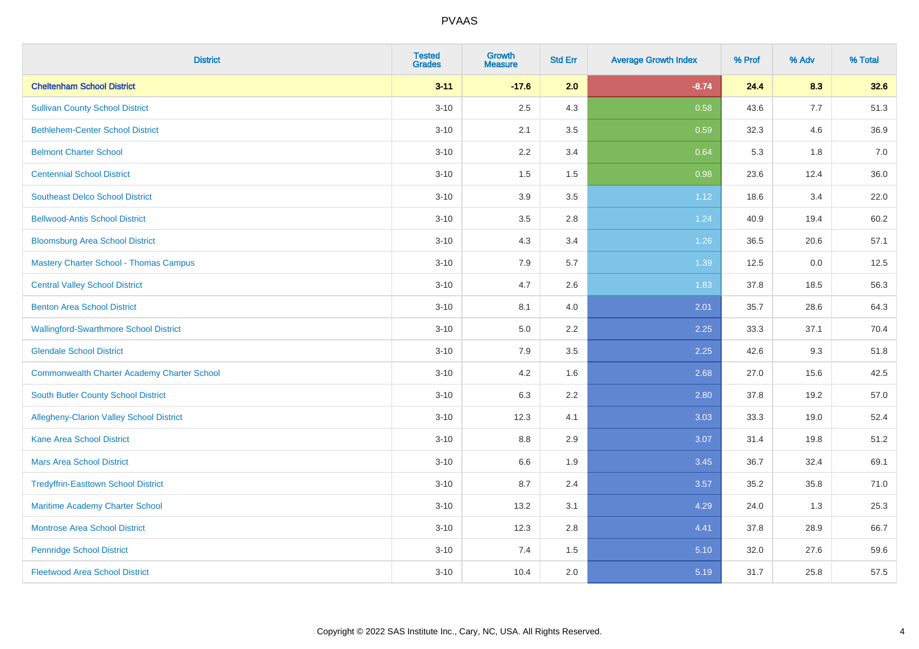# PVAAS

| District | Tested Grades | Growth Measure | Std Err | Average Growth Index | % Prof | % Adv | % Total |
|---|---|---|---|---|---|---|---|
| **Cheltenham School District** | **3-11** | **-17.6** | **2.0** | **-8.74** | **24.4** | **8.3** | **32.6** |
| Sullivan County School District | 3-10 | 2.5 | 4.3 | 0.58 | 43.6 | 7.7 | 51.3 |
| Bethlehem-Center School District | 3-10 | 2.1 | 3.5 | 0.59 | 32.3 | 4.6 | 36.9 |
| Belmont Charter School | 3-10 | 2.2 | 3.4 | 0.64 | 5.3 | 1.8 | 7.0 |
| Centennial School District | 3-10 | 1.5 | 1.5 | 0.98 | 23.6 | 12.4 | 36.0 |
| Southeast Delco School District | 3-10 | 3.9 | 3.5 | 1.12 | 18.6 | 3.4 | 22.0 |
| Bellwood-Antis School District | 3-10 | 3.5 | 2.8 | 1.24 | 40.9 | 19.4 | 60.2 |
| Bloomsburg Area School District | 3-10 | 4.3 | 3.4 | 1.26 | 36.5 | 20.6 | 57.1 |
| Mastery Charter School - Thomas Campus | 3-10 | 7.9 | 5.7 | 1.39 | 12.5 | 0.0 | 12.5 |
| Central Valley School District | 3-10 | 4.7 | 2.6 | 1.83 | 37.8 | 18.5 | 56.3 |
| Benton Area School District | 3-10 | 8.1 | 4.0 | 2.01 | 35.7 | 28.6 | 64.3 |
| Wallingford-Swarthmore School District | 3-10 | 5.0 | 2.2 | 2.25 | 33.3 | 37.1 | 70.4 |
| Glendale School District | 3-10 | 7.9 | 3.5 | 2.25 | 42.6 | 9.3 | 51.8 |
| Commonwealth Charter Academy Charter School | 3-10 | 4.2 | 1.6 | 2.68 | 27.0 | 15.6 | 42.5 |
| South Butler County School District | 3-10 | 6.3 | 2.2 | 2.80 | 37.8 | 19.2 | 57.0 |
| Allegheny-Clarion Valley School District | 3-10 | 12.3 | 4.1 | 3.03 | 33.3 | 19.0 | 52.4 |
| Kane Area School District | 3-10 | 8.8 | 2.9 | 3.07 | 31.4 | 19.8 | 51.2 |
| Mars Area School District | 3-10 | 6.6 | 1.9 | 3.45 | 36.7 | 32.4 | 69.1 |
| Tredyffrin-Easttown School District | 3-10 | 8.7 | 2.4 | 3.57 | 35.2 | 35.8 | 71.0 |
| Maritime Academy Charter School | 3-10 | 13.2 | 3.1 | 4.29 | 24.0 | 1.3 | 25.3 |
| Montrose Area School District | 3-10 | 12.3 | 2.8 | 4.41 | 37.8 | 28.9 | 66.7 |
| Pennridge School District | 3-10 | 7.4 | 1.5 | 5.10 | 32.0 | 27.6 | 59.6 |
| Fleetwood Area School District | 3-10 | 10.4 | 2.0 | 5.19 | 31.7 | 25.8 | 57.5 |

Copyright © 2022 SAS Institute Inc., Cary, NC, USA. All Rights Reserved.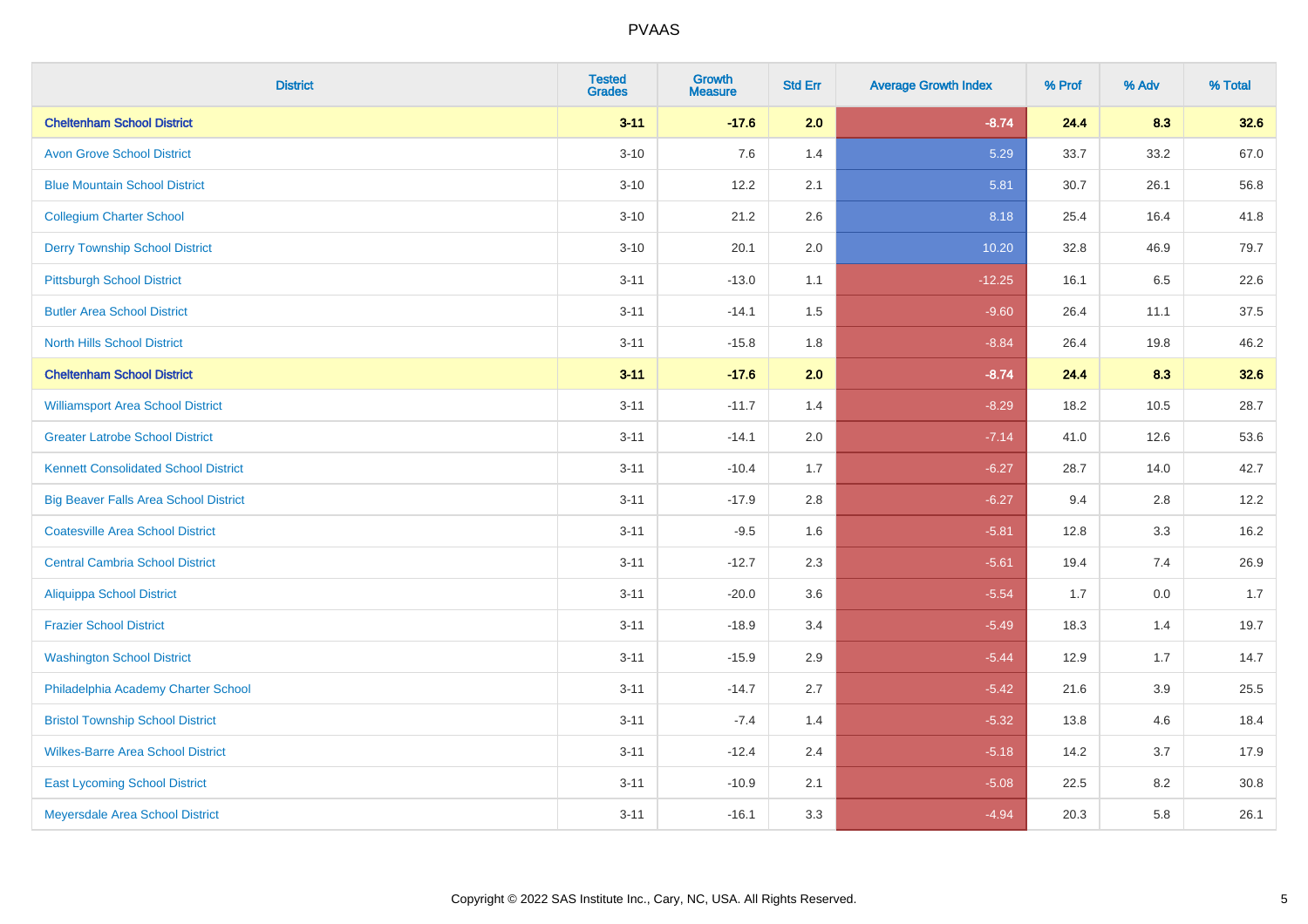# PVAAS

| District | Tested Grades | Growth Measure | Std Err | Average Growth Index | % Prof | % Adv | % Total |
|---|---|---|---|---|---|---|---|
| **Cheltenham School District** | **3-11** | **-17.6** | **2.0** | **-8.74** | **24.4** | **8.3** | **32.6** |
| Avon Grove School District | 3-10 | 7.6 | 1.4 | 5.29 | 33.7 | 33.2 | 67.0 |
| Blue Mountain School District | 3-10 | 12.2 | 2.1 | 5.81 | 30.7 | 26.1 | 56.8 |
| Collegium Charter School | 3-10 | 21.2 | 2.6 | 8.18 | 25.4 | 16.4 | 41.8 |
| Derry Township School District | 3-10 | 20.1 | 2.0 | 10.20 | 32.8 | 46.9 | 79.7 |
| Pittsburgh School District | 3-11 | -13.0 | 1.1 | -12.25 | 16.1 | 6.5 | 22.6 |
| Butler Area School District | 3-11 | -14.1 | 1.5 | -9.60 | 26.4 | 11.1 | 37.5 |
| North Hills School District | 3-11 | -15.8 | 1.8 | -8.84 | 26.4 | 19.8 | 46.2 |
| **Cheltenham School District** | **3-11** | **-17.6** | **2.0** | **-8.74** | **24.4** | **8.3** | **32.6** |
| Williamsport Area School District | 3-11 | -11.7 | 1.4 | -8.29 | 18.2 | 10.5 | 28.7 |
| Greater Latrobe School District | 3-11 | -14.1 | 2.0 | -7.14 | 41.0 | 12.6 | 53.6 |
| Kennett Consolidated School District | 3-11 | -10.4 | 1.7 | -6.27 | 28.7 | 14.0 | 42.7 |
| Big Beaver Falls Area School District | 3-11 | -17.9 | 2.8 | -6.27 | 9.4 | 2.8 | 12.2 |
| Coatesville Area School District | 3-11 | -9.5 | 1.6 | -5.81 | 12.8 | 3.3 | 16.2 |
| Central Cambria School District | 3-11 | -12.7 | 2.3 | -5.61 | 19.4 | 7.4 | 26.9 |
| Aliquippa School District | 3-11 | -20.0 | 3.6 | -5.54 | 1.7 | 0.0 | 1.7 |
| Frazier School District | 3-11 | -18.9 | 3.4 | -5.49 | 18.3 | 1.4 | 19.7 |
| Washington School District | 3-11 | -15.9 | 2.9 | -5.44 | 12.9 | 1.7 | 14.7 |
| Philadelphia Academy Charter School | 3-11 | -14.7 | 2.7 | -5.42 | 21.6 | 3.9 | 25.5 |
| Bristol Township School District | 3-11 | -7.4 | 1.4 | -5.32 | 13.8 | 4.6 | 18.4 |
| Wilkes-Barre Area School District | 3-11 | -12.4 | 2.4 | -5.18 | 14.2 | 3.7 | 17.9 |
| East Lycoming School District | 3-11 | -10.9 | 2.1 | -5.08 | 22.5 | 8.2 | 30.8 |
| Meyersdale Area School District | 3-11 | -16.1 | 3.3 | -4.94 | 20.3 | 5.8 | 26.1 |

Copyright © 2022 SAS Institute Inc., Cary, NC, USA. All Rights Reserved.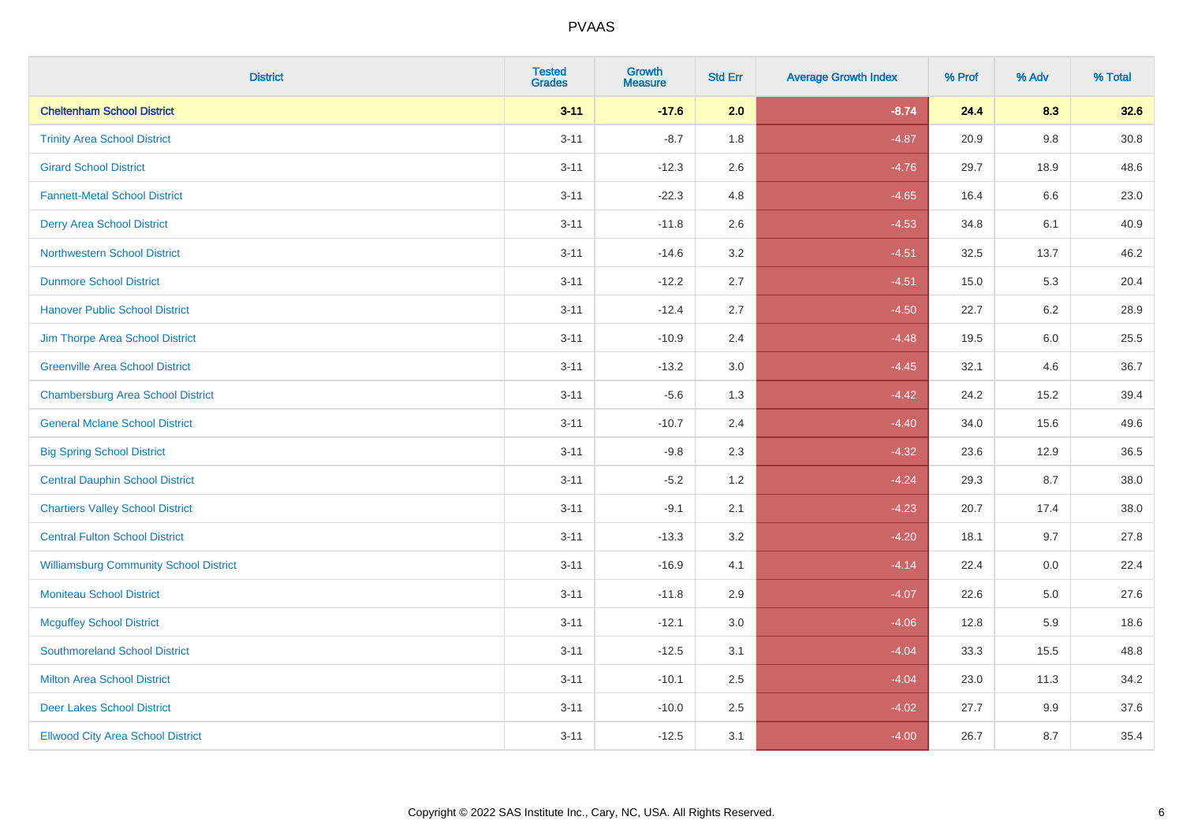PVAAS

| District | Tested Grades | Growth Measure | Std Err | Average Growth Index | % Prof | % Adv | % Total |
|---|---|---|---|---|---|---|---|
| **Cheltenham School District** | **3-11** | **-17.6** | **2.0** | **-8.74** | **24.4** | **8.3** | **32.6** |
| Trinity Area School District | 3-11 | -8.7 | 1.8 | -4.87 | 20.9 | 9.8 | 30.8 |
| Girard School District | 3-11 | -12.3 | 2.6 | -4.76 | 29.7 | 18.9 | 48.6 |
| Fannett-Metal School District | 3-11 | -22.3 | 4.8 | -4.65 | 16.4 | 6.6 | 23.0 |
| Derry Area School District | 3-11 | -11.8 | 2.6 | -4.53 | 34.8 | 6.1 | 40.9 |
| Northwestern School District | 3-11 | -14.6 | 3.2 | -4.51 | 32.5 | 13.7 | 46.2 |
| Dunmore School District | 3-11 | -12.2 | 2.7 | -4.51 | 15.0 | 5.3 | 20.4 |
| Hanover Public School District | 3-11 | -12.4 | 2.7 | -4.50 | 22.7 | 6.2 | 28.9 |
| Jim Thorpe Area School District | 3-11 | -10.9 | 2.4 | -4.48 | 19.5 | 6.0 | 25.5 |
| Greenville Area School District | 3-11 | -13.2 | 3.0 | -4.45 | 32.1 | 4.6 | 36.7 |
| Chambersburg Area School District | 3-11 | -5.6 | 1.3 | -4.42 | 24.2 | 15.2 | 39.4 |
| General Mclane School District | 3-11 | -10.7 | 2.4 | -4.40 | 34.0 | 15.6 | 49.6 |
| Big Spring School District | 3-11 | -9.8 | 2.3 | -4.32 | 23.6 | 12.9 | 36.5 |
| Central Dauphin School District | 3-11 | -5.2 | 1.2 | -4.24 | 29.3 | 8.7 | 38.0 |
| Chartiers Valley School District | 3-11 | -9.1 | 2.1 | -4.23 | 20.7 | 17.4 | 38.0 |
| Central Fulton School District | 3-11 | -13.3 | 3.2 | -4.20 | 18.1 | 9.7 | 27.8 |
| Williamsburg Community School District | 3-11 | -16.9 | 4.1 | -4.14 | 22.4 | 0.0 | 22.4 |
| Moniteau School District | 3-11 | -11.8 | 2.9 | -4.07 | 22.6 | 5.0 | 27.6 |
| Mcguffey School District | 3-11 | -12.1 | 3.0 | -4.06 | 12.8 | 5.9 | 18.6 |
| Southmoreland School District | 3-11 | -12.5 | 3.1 | -4.04 | 33.3 | 15.5 | 48.8 |
| Milton Area School District | 3-11 | -10.1 | 2.5 | -4.04 | 23.0 | 11.3 | 34.2 |
| Deer Lakes School District | 3-11 | -10.0 | 2.5 | -4.02 | 27.7 | 9.9 | 37.6 |
| Ellwood City Area School District | 3-11 | -12.5 | 3.1 | -4.00 | 26.7 | 8.7 | 35.4 |

Copyright © 2022 SAS Institute Inc., Cary, NC, USA. All Rights Reserved.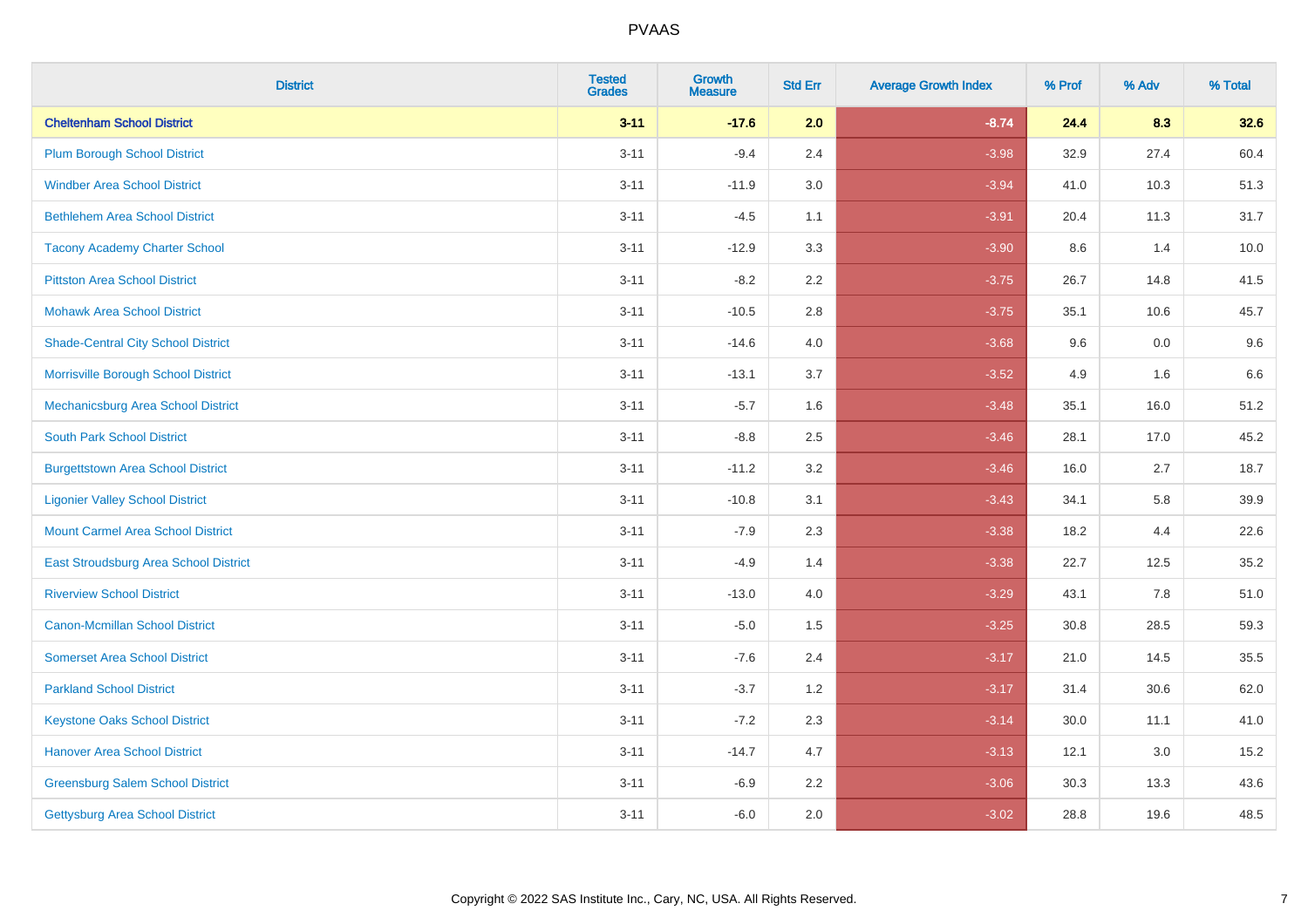PVAAS

| District | Tested Grades | Growth Measure | Std Err | Average Growth Index | % Prof | % Adv | % Total |
|---|---|---|---|---|---|---|---|
| **Cheltenham School District** | **3-11** | **-17.6** | **2.0** | **-8.74** | **24.4** | **8.3** | **32.6** |
| Plum Borough School District | 3-11 | -9.4 | 2.4 | -3.98 | 32.9 | 27.4 | 60.4 |
| Windber Area School District | 3-11 | -11.9 | 3.0 | -3.94 | 41.0 | 10.3 | 51.3 |
| Bethlehem Area School District | 3-11 | -4.5 | 1.1 | -3.91 | 20.4 | 11.3 | 31.7 |
| Tacony Academy Charter School | 3-11 | -12.9 | 3.3 | -3.90 | 8.6 | 1.4 | 10.0 |
| Pittston Area School District | 3-11 | -8.2 | 2.2 | -3.75 | 26.7 | 14.8 | 41.5 |
| Mohawk Area School District | 3-11 | -10.5 | 2.8 | -3.75 | 35.1 | 10.6 | 45.7 |
| Shade-Central City School District | 3-11 | -14.6 | 4.0 | -3.68 | 9.6 | 0.0 | 9.6 |
| Morrisville Borough School District | 3-11 | -13.1 | 3.7 | -3.52 | 4.9 | 1.6 | 6.6 |
| Mechanicsburg Area School District | 3-11 | -5.7 | 1.6 | -3.48 | 35.1 | 16.0 | 51.2 |
| South Park School District | 3-11 | -8.8 | 2.5 | -3.46 | 28.1 | 17.0 | 45.2 |
| Burgettstown Area School District | 3-11 | -11.2 | 3.2 | -3.46 | 16.0 | 2.7 | 18.7 |
| Ligonier Valley School District | 3-11 | -10.8 | 3.1 | -3.43 | 34.1 | 5.8 | 39.9 |
| Mount Carmel Area School District | 3-11 | -7.9 | 2.3 | -3.38 | 18.2 | 4.4 | 22.6 |
| East Stroudsburg Area School District | 3-11 | -4.9 | 1.4 | -3.38 | 22.7 | 12.5 | 35.2 |
| Riverview School District | 3-11 | -13.0 | 4.0 | -3.29 | 43.1 | 7.8 | 51.0 |
| Canon-Mcmillan School District | 3-11 | -5.0 | 1.5 | -3.25 | 30.8 | 28.5 | 59.3 |
| Somerset Area School District | 3-11 | -7.6 | 2.4 | -3.17 | 21.0 | 14.5 | 35.5 |
| Parkland School District | 3-11 | -3.7 | 1.2 | -3.17 | 31.4 | 30.6 | 62.0 |
| Keystone Oaks School District | 3-11 | -7.2 | 2.3 | -3.14 | 30.0 | 11.1 | 41.0 |
| Hanover Area School District | 3-11 | -14.7 | 4.7 | -3.13 | 12.1 | 3.0 | 15.2 |
| Greensburg Salem School District | 3-11 | -6.9 | 2.2 | -3.06 | 30.3 | 13.3 | 43.6 |
| Gettysburg Area School District | 3-11 | -6.0 | 2.0 | -3.02 | 28.8 | 19.6 | 48.5 |

Copyright © 2022 SAS Institute Inc., Cary, NC, USA. All Rights Reserved.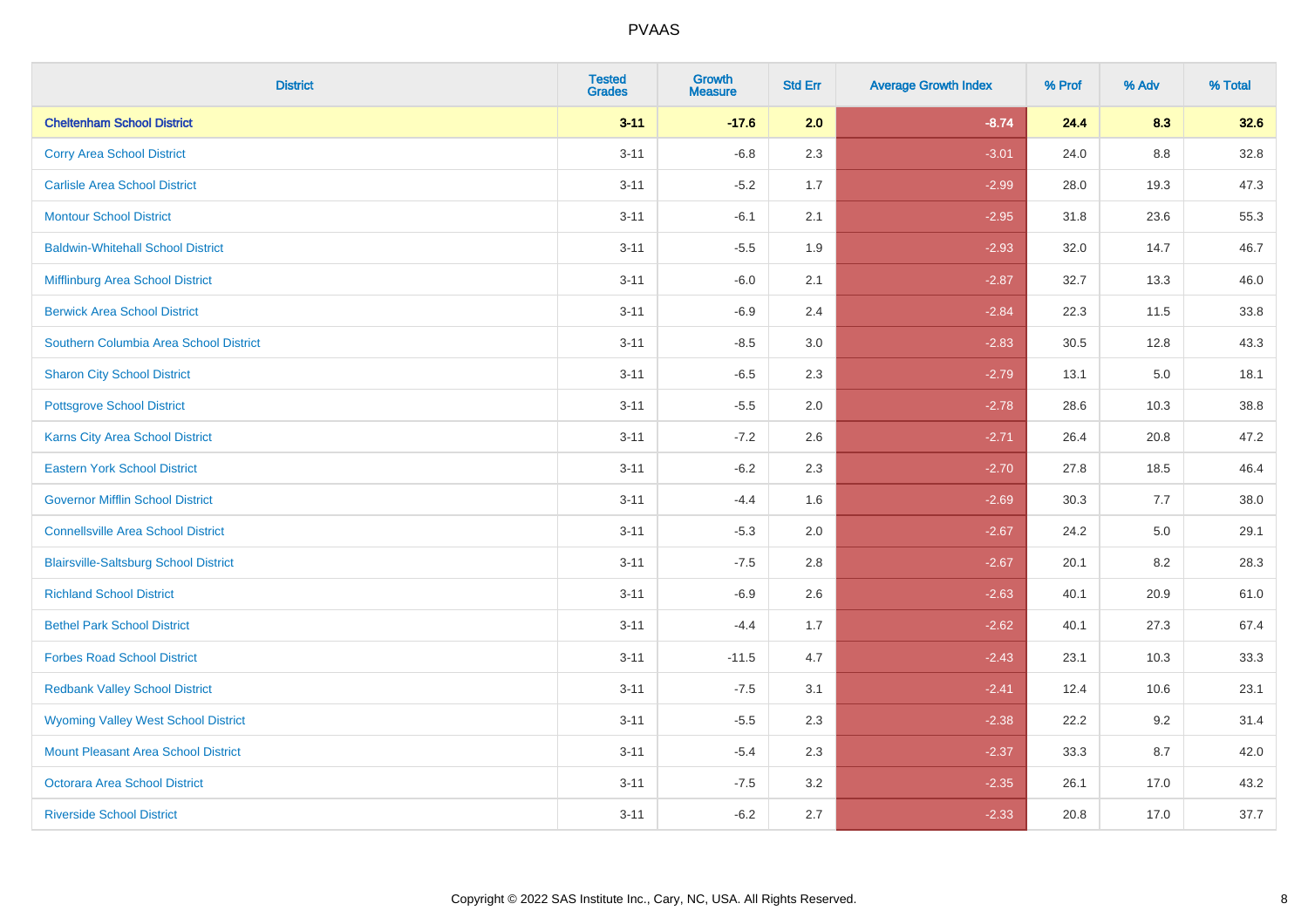PVAAS

| District | Tested Grades | Growth Measure | Std Err | Average Growth Index | % Prof | % Adv | % Total |
|---|---|---|---|---|---|---|---|
| **Cheltenham School District** | **3-11** | **-17.6** | **2.0** | **-8.74** | **24.4** | **8.3** | **32.6** |
| Corry Area School District | 3-11 | -6.8 | 2.3 | -3.01 | 24.0 | 8.8 | 32.8 |
| Carlisle Area School District | 3-11 | -5.2 | 1.7 | -2.99 | 28.0 | 19.3 | 47.3 |
| Montour School District | 3-11 | -6.1 | 2.1 | -2.95 | 31.8 | 23.6 | 55.3 |
| Baldwin-Whitehall School District | 3-11 | -5.5 | 1.9 | -2.93 | 32.0 | 14.7 | 46.7 |
| Mifflinburg Area School District | 3-11 | -6.0 | 2.1 | -2.87 | 32.7 | 13.3 | 46.0 |
| Berwick Area School District | 3-11 | -6.9 | 2.4 | -2.84 | 22.3 | 11.5 | 33.8 |
| Southern Columbia Area School District | 3-11 | -8.5 | 3.0 | -2.83 | 30.5 | 12.8 | 43.3 |
| Sharon City School District | 3-11 | -6.5 | 2.3 | -2.79 | 13.1 | 5.0 | 18.1 |
| Pottsgrove School District | 3-11 | -5.5 | 2.0 | -2.78 | 28.6 | 10.3 | 38.8 |
| Karns City Area School District | 3-11 | -7.2 | 2.6 | -2.71 | 26.4 | 20.8 | 47.2 |
| Eastern York School District | 3-11 | -6.2 | 2.3 | -2.70 | 27.8 | 18.5 | 46.4 |
| Governor Mifflin School District | 3-11 | -4.4 | 1.6 | -2.69 | 30.3 | 7.7 | 38.0 |
| Connellsville Area School District | 3-11 | -5.3 | 2.0 | -2.67 | 24.2 | 5.0 | 29.1 |
| Blairsville-Saltsburg School District | 3-11 | -7.5 | 2.8 | -2.67 | 20.1 | 8.2 | 28.3 |
| Richland School District | 3-11 | -6.9 | 2.6 | -2.63 | 40.1 | 20.9 | 61.0 |
| Bethel Park School District | 3-11 | -4.4 | 1.7 | -2.62 | 40.1 | 27.3 | 67.4 |
| Forbes Road School District | 3-11 | -11.5 | 4.7 | -2.43 | 23.1 | 10.3 | 33.3 |
| Redbank Valley School District | 3-11 | -7.5 | 3.1 | -2.41 | 12.4 | 10.6 | 23.1 |
| Wyoming Valley West School District | 3-11 | -5.5 | 2.3 | -2.38 | 22.2 | 9.2 | 31.4 |
| Mount Pleasant Area School District | 3-11 | -5.4 | 2.3 | -2.37 | 33.3 | 8.7 | 42.0 |
| Octorara Area School District | 3-11 | -7.5 | 3.2 | -2.35 | 26.1 | 17.0 | 43.2 |
| Riverside School District | 3-11 | -6.2 | 2.7 | -2.33 | 20.8 | 17.0 | 37.7 |

Copyright © 2022 SAS Institute Inc., Cary, NC, USA. All Rights Reserved.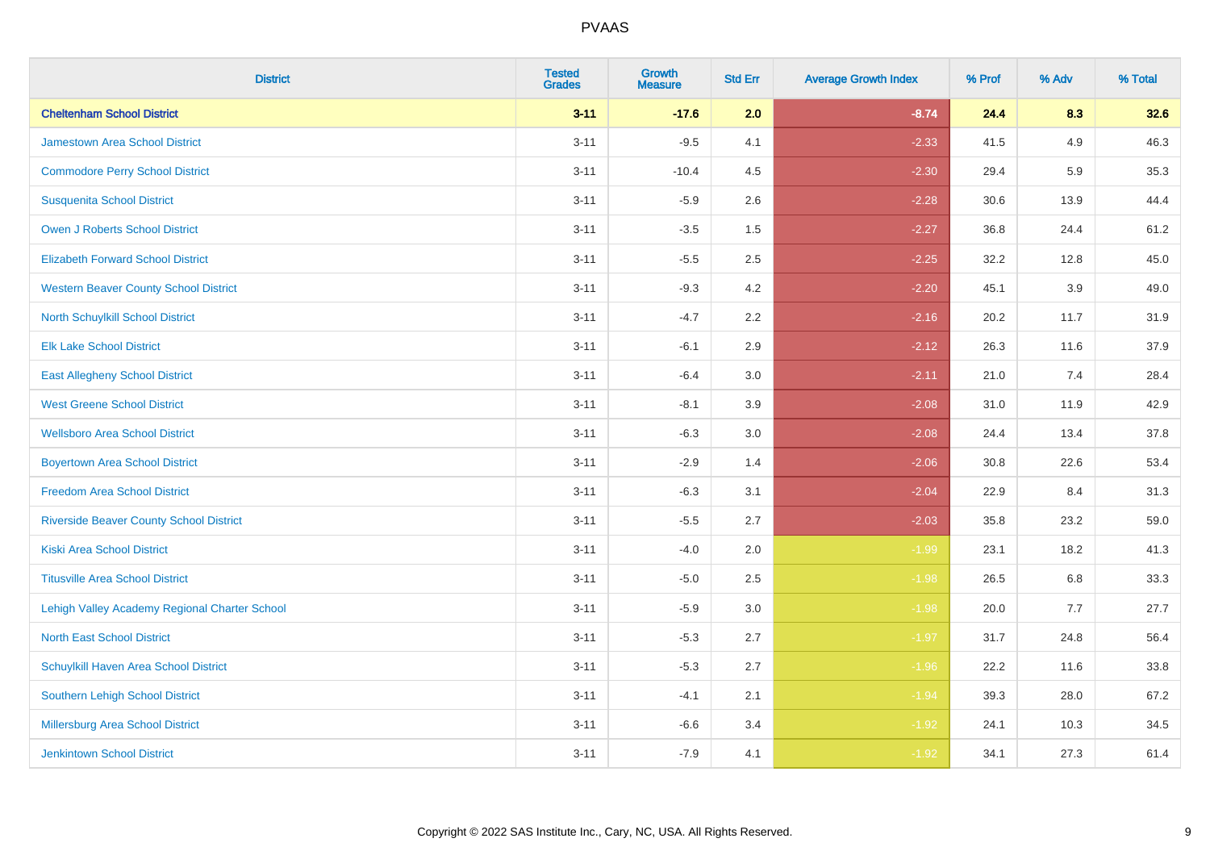# PVAAS

| District | Tested Grades | Growth Measure | Std Err | Average Growth Index | % Prof | % Adv | % Total |
|---|---|---|---|---|---|---|---|
| **Cheltenham School District** | **3-11** | **-17.6** | **2.0** | **-8.74** | **24.4** | **8.3** | **32.6** |
| Jamestown Area School District | 3-11 | -9.5 | 4.1 | -2.33 | 41.5 | 4.9 | 46.3 |
| Commodore Perry School District | 3-11 | -10.4 | 4.5 | -2.30 | 29.4 | 5.9 | 35.3 |
| Susquenita School District | 3-11 | -5.9 | 2.6 | -2.28 | 30.6 | 13.9 | 44.4 |
| Owen J Roberts School District | 3-11 | -3.5 | 1.5 | -2.27 | 36.8 | 24.4 | 61.2 |
| Elizabeth Forward School District | 3-11 | -5.5 | 2.5 | -2.25 | 32.2 | 12.8 | 45.0 |
| Western Beaver County School District | 3-11 | -9.3 | 4.2 | -2.20 | 45.1 | 3.9 | 49.0 |
| North Schuylkill School District | 3-11 | -4.7 | 2.2 | -2.16 | 20.2 | 11.7 | 31.9 |
| Elk Lake School District | 3-11 | -6.1 | 2.9 | -2.12 | 26.3 | 11.6 | 37.9 |
| East Allegheny School District | 3-11 | -6.4 | 3.0 | -2.11 | 21.0 | 7.4 | 28.4 |
| West Greene School District | 3-11 | -8.1 | 3.9 | -2.08 | 31.0 | 11.9 | 42.9 |
| Wellsboro Area School District | 3-11 | -6.3 | 3.0 | -2.08 | 24.4 | 13.4 | 37.8 |
| Boyertown Area School District | 3-11 | -2.9 | 1.4 | -2.06 | 30.8 | 22.6 | 53.4 |
| Freedom Area School District | 3-11 | -6.3 | 3.1 | -2.04 | 22.9 | 8.4 | 31.3 |
| Riverside Beaver County School District | 3-11 | -5.5 | 2.7 | -2.03 | 35.8 | 23.2 | 59.0 |
| Kiski Area School District | 3-11 | -4.0 | 2.0 | -1.99 | 23.1 | 18.2 | 41.3 |
| Titusville Area School District | 3-11 | -5.0 | 2.5 | -1.98 | 26.5 | 6.8 | 33.3 |
| Lehigh Valley Academy Regional Charter School | 3-11 | -5.9 | 3.0 | -1.98 | 20.0 | 7.7 | 27.7 |
| North East School District | 3-11 | -5.3 | 2.7 | -1.97 | 31.7 | 24.8 | 56.4 |
| Schuylkill Haven Area School District | 3-11 | -5.3 | 2.7 | -1.96 | 22.2 | 11.6 | 33.8 |
| Southern Lehigh School District | 3-11 | -4.1 | 2.1 | -1.94 | 39.3 | 28.0 | 67.2 |
| Millersburg Area School District | 3-11 | -6.6 | 3.4 | -1.92 | 24.1 | 10.3 | 34.5 |
| Jenkintown School District | 3-11 | -7.9 | 4.1 | -1.92 | 34.1 | 27.3 | 61.4 |

Copyright © 2022 SAS Institute Inc., Cary, NC, USA. All Rights Reserved.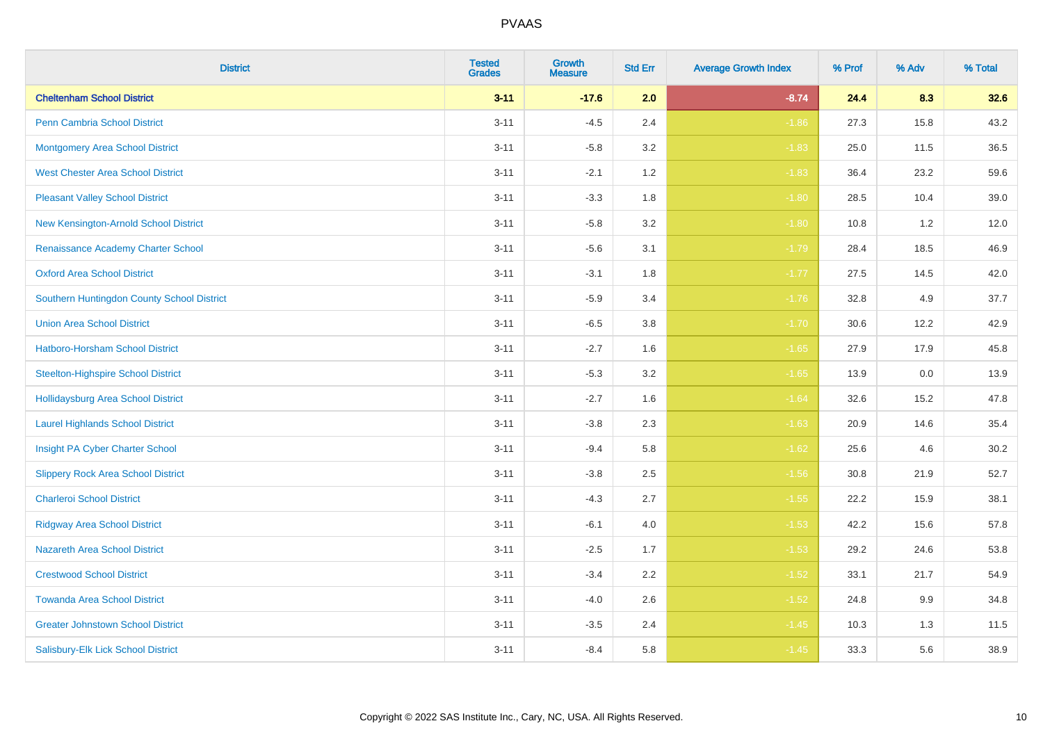# PVAAS

| District | Tested Grades | Growth Measure | Std Err | Average Growth Index | % Prof | % Adv | % Total |
|---|---|---|---|---|---|---|---|
| **Cheltenham School District** | **3-11** | **-17.6** | **2.0** | **-8.74** | **24.4** | **8.3** | **32.6** |
| Penn Cambria School District | 3-11 | -4.5 | 2.4 | -1.86 | 27.3 | 15.8 | 43.2 |
| Montgomery Area School District | 3-11 | -5.8 | 3.2 | -1.83 | 25.0 | 11.5 | 36.5 |
| West Chester Area School District | 3-11 | -2.1 | 1.2 | -1.83 | 36.4 | 23.2 | 59.6 |
| Pleasant Valley School District | 3-11 | -3.3 | 1.8 | -1.80 | 28.5 | 10.4 | 39.0 |
| New Kensington-Arnold School District | 3-11 | -5.8 | 3.2 | -1.80 | 10.8 | 1.2 | 12.0 |
| Renaissance Academy Charter School | 3-11 | -5.6 | 3.1 | -1.79 | 28.4 | 18.5 | 46.9 |
| Oxford Area School District | 3-11 | -3.1 | 1.8 | -1.77 | 27.5 | 14.5 | 42.0 |
| Southern Huntingdon County School District | 3-11 | -5.9 | 3.4 | -1.76 | 32.8 | 4.9 | 37.7 |
| Union Area School District | 3-11 | -6.5 | 3.8 | -1.70 | 30.6 | 12.2 | 42.9 |
| Hatboro-Horsham School District | 3-11 | -2.7 | 1.6 | -1.65 | 27.9 | 17.9 | 45.8 |
| Steelton-Highspire School District | 3-11 | -5.3 | 3.2 | -1.65 | 13.9 | 0.0 | 13.9 |
| Hollidaysburg Area School District | 3-11 | -2.7 | 1.6 | -1.64 | 32.6 | 15.2 | 47.8 |
| Laurel Highlands School District | 3-11 | -3.8 | 2.3 | -1.63 | 20.9 | 14.6 | 35.4 |
| Insight PA Cyber Charter School | 3-11 | -9.4 | 5.8 | -1.62 | 25.6 | 4.6 | 30.2 |
| Slippery Rock Area School District | 3-11 | -3.8 | 2.5 | -1.56 | 30.8 | 21.9 | 52.7 |
| Charleroi School District | 3-11 | -4.3 | 2.7 | -1.55 | 22.2 | 15.9 | 38.1 |
| Ridgway Area School District | 3-11 | -6.1 | 4.0 | -1.53 | 42.2 | 15.6 | 57.8 |
| Nazareth Area School District | 3-11 | -2.5 | 1.7 | -1.53 | 29.2 | 24.6 | 53.8 |
| Crestwood School District | 3-11 | -3.4 | 2.2 | -1.52 | 33.1 | 21.7 | 54.9 |
| Towanda Area School District | 3-11 | -4.0 | 2.6 | -1.52 | 24.8 | 9.9 | 34.8 |
| Greater Johnstown School District | 3-11 | -3.5 | 2.4 | -1.45 | 10.3 | 1.3 | 11.5 |
| Salisbury-Elk Lick School District | 3-11 | -8.4 | 5.8 | -1.45 | 33.3 | 5.6 | 38.9 |

Copyright © 2022 SAS Institute Inc., Cary, NC, USA. All Rights Reserved.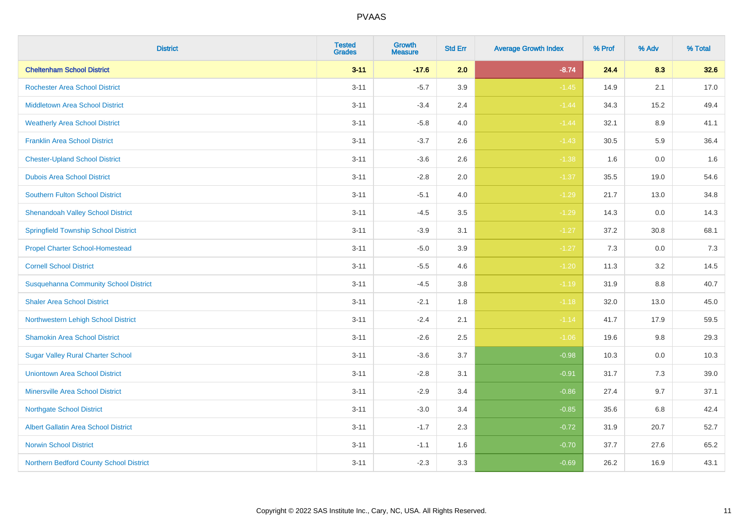| District | Tested Grades | Growth Measure | Std Err | Average Growth Index | % Prof | % Adv | % Total |
|---|---|---|---|---|---|---|---|
| **Cheltenham School District** | **3-11** | **-17.6** | **2.0** | **-8.74** | **24.4** | **8.3** | **32.6** |
| Rochester Area School District | 3-11 | -5.7 | 3.9 | -1.45 | 14.9 | 2.1 | 17.0 |
| Middletown Area School District | 3-11 | -3.4 | 2.4 | -1.44 | 34.3 | 15.2 | 49.4 |
| Weatherly Area School District | 3-11 | -5.8 | 4.0 | -1.44 | 32.1 | 8.9 | 41.1 |
| Franklin Area School District | 3-11 | -3.7 | 2.6 | -1.43 | 30.5 | 5.9 | 36.4 |
| Chester-Upland School District | 3-11 | -3.6 | 2.6 | -1.38 | 1.6 | 0.0 | 1.6 |
| Dubois Area School District | 3-11 | -2.8 | 2.0 | -1.37 | 35.5 | 19.0 | 54.6 |
| Southern Fulton School District | 3-11 | -5.1 | 4.0 | -1.29 | 21.7 | 13.0 | 34.8 |
| Shenandoah Valley School District | 3-11 | -4.5 | 3.5 | -1.29 | 14.3 | 0.0 | 14.3 |
| Springfield Township School District | 3-11 | -3.9 | 3.1 | -1.27 | 37.2 | 30.8 | 68.1 |
| Propel Charter School-Homestead | 3-11 | -5.0 | 3.9 | -1.27 | 7.3 | 0.0 | 7.3 |
| Cornell School District | 3-11 | -5.5 | 4.6 | -1.20 | 11.3 | 3.2 | 14.5 |
| Susquehanna Community School District | 3-11 | -4.5 | 3.8 | -1.19 | 31.9 | 8.8 | 40.7 |
| Shaler Area School District | 3-11 | -2.1 | 1.8 | -1.18 | 32.0 | 13.0 | 45.0 |
| Northwestern Lehigh School District | 3-11 | -2.4 | 2.1 | -1.14 | 41.7 | 17.9 | 59.5 |
| Shamokin Area School District | 3-11 | -2.6 | 2.5 | -1.06 | 19.6 | 9.8 | 29.3 |
| Sugar Valley Rural Charter School | 3-11 | -3.6 | 3.7 | -0.98 | 10.3 | 0.0 | 10.3 |
| Uniontown Area School District | 3-11 | -2.8 | 3.1 | -0.91 | 31.7 | 7.3 | 39.0 |
| Minersville Area School District | 3-11 | -2.9 | 3.4 | -0.86 | 27.4 | 9.7 | 37.1 |
| Northgate School District | 3-11 | -3.0 | 3.4 | -0.85 | 35.6 | 6.8 | 42.4 |
| Albert Gallatin Area School District | 3-11 | -1.7 | 2.3 | -0.72 | 31.9 | 20.7 | 52.7 |
| Norwin School District | 3-11 | -1.1 | 1.6 | -0.70 | 37.7 | 27.6 | 65.2 |
| Northern Bedford County School District | 3-11 | -2.3 | 3.3 | -0.69 | 26.2 | 16.9 | 43.1 |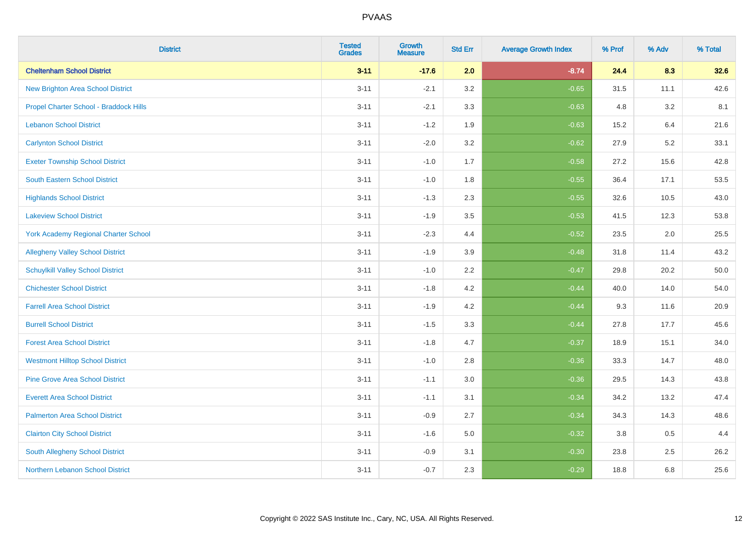| District | Tested Grades | Growth Measure | Std Err | Average Growth Index | % Prof | % Adv | % Total |
|---|---|---|---|---|---|---|---|
| **Cheltenham School District** | **3-11** | **-17.6** | **2.0** | **-8.74** | **24.4** | **8.3** | **32.6** |
| New Brighton Area School District | 3-11 | -2.1 | 3.2 | -0.65 | 31.5 | 11.1 | 42.6 |
| Propel Charter School - Braddock Hills | 3-11 | -2.1 | 3.3 | -0.63 | 4.8 | 3.2 | 8.1 |
| Lebanon School District | 3-11 | -1.2 | 1.9 | -0.63 | 15.2 | 6.4 | 21.6 |
| Carlynton School District | 3-11 | -2.0 | 3.2 | -0.62 | 27.9 | 5.2 | 33.1 |
| Exeter Township School District | 3-11 | -1.0 | 1.7 | -0.58 | 27.2 | 15.6 | 42.8 |
| South Eastern School District | 3-11 | -1.0 | 1.8 | -0.55 | 36.4 | 17.1 | 53.5 |
| Highlands School District | 3-11 | -1.3 | 2.3 | -0.55 | 32.6 | 10.5 | 43.0 |
| Lakeview School District | 3-11 | -1.9 | 3.5 | -0.53 | 41.5 | 12.3 | 53.8 |
| York Academy Regional Charter School | 3-11 | -2.3 | 4.4 | -0.52 | 23.5 | 2.0 | 25.5 |
| Allegheny Valley School District | 3-11 | -1.9 | 3.9 | -0.48 | 31.8 | 11.4 | 43.2 |
| Schuylkill Valley School District | 3-11 | -1.0 | 2.2 | -0.47 | 29.8 | 20.2 | 50.0 |
| Chichester School District | 3-11 | -1.8 | 4.2 | -0.44 | 40.0 | 14.0 | 54.0 |
| Farrell Area School District | 3-11 | -1.9 | 4.2 | -0.44 | 9.3 | 11.6 | 20.9 |
| Burrell School District | 3-11 | -1.5 | 3.3 | -0.44 | 27.8 | 17.7 | 45.6 |
| Forest Area School District | 3-11 | -1.8 | 4.7 | -0.37 | 18.9 | 15.1 | 34.0 |
| Westmont Hilltop School District | 3-11 | -1.0 | 2.8 | -0.36 | 33.3 | 14.7 | 48.0 |
| Pine Grove Area School District | 3-11 | -1.1 | 3.0 | -0.36 | 29.5 | 14.3 | 43.8 |
| Everett Area School District | 3-11 | -1.1 | 3.1 | -0.34 | 34.2 | 13.2 | 47.4 |
| Palmerton Area School District | 3-11 | -0.9 | 2.7 | -0.34 | 34.3 | 14.3 | 48.6 |
| Clairton City School District | 3-11 | -1.6 | 5.0 | -0.32 | 3.8 | 0.5 | 4.4 |
| South Allegheny School District | 3-11 | -0.9 | 3.1 | -0.30 | 23.8 | 2.5 | 26.2 |
| Northern Lebanon School District | 3-11 | -0.7 | 2.3 | -0.29 | 18.8 | 6.8 | 25.6 |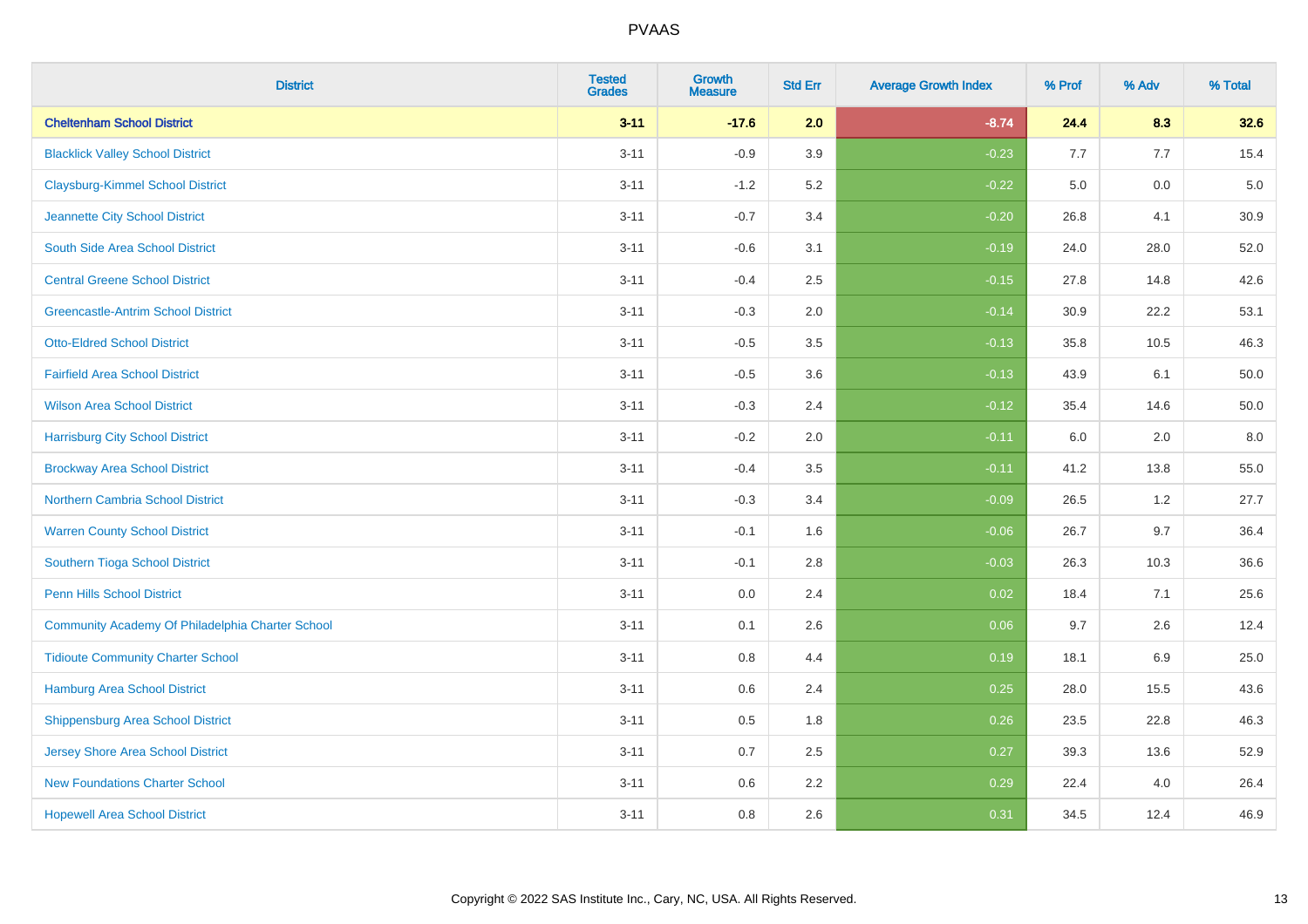| District | Tested Grades | Growth Measure | Std Err | Average Growth Index | % Prof | % Adv | % Total |
|---|---|---|---|---|---|---|---|
| **Cheltenham School District** | **3-11** | **-17.6** | **2.0** | **-8.74** | **24.4** | **8.3** | **32.6** |
| Blacklick Valley School District | 3-11 | -0.9 | 3.9 | -0.23 | 7.7 | 7.7 | 15.4 |
| Claysburg-Kimmel School District | 3-11 | -1.2 | 5.2 | -0.22 | 5.0 | 0.0 | 5.0 |
| Jeannette City School District | 3-11 | -0.7 | 3.4 | -0.20 | 26.8 | 4.1 | 30.9 |
| South Side Area School District | 3-11 | -0.6 | 3.1 | -0.19 | 24.0 | 28.0 | 52.0 |
| Central Greene School District | 3-11 | -0.4 | 2.5 | -0.15 | 27.8 | 14.8 | 42.6 |
| Greencastle-Antrim School District | 3-11 | -0.3 | 2.0 | -0.14 | 30.9 | 22.2 | 53.1 |
| Otto-Eldred School District | 3-11 | -0.5 | 3.5 | -0.13 | 35.8 | 10.5 | 46.3 |
| Fairfield Area School District | 3-11 | -0.5 | 3.6 | -0.13 | 43.9 | 6.1 | 50.0 |
| Wilson Area School District | 3-11 | -0.3 | 2.4 | -0.12 | 35.4 | 14.6 | 50.0 |
| Harrisburg City School District | 3-11 | -0.2 | 2.0 | -0.11 | 6.0 | 2.0 | 8.0 |
| Brockway Area School District | 3-11 | -0.4 | 3.5 | -0.11 | 41.2 | 13.8 | 55.0 |
| Northern Cambria School District | 3-11 | -0.3 | 3.4 | -0.09 | 26.5 | 1.2 | 27.7 |
| Warren County School District | 3-11 | -0.1 | 1.6 | -0.06 | 26.7 | 9.7 | 36.4 |
| Southern Tioga School District | 3-11 | -0.1 | 2.8 | -0.03 | 26.3 | 10.3 | 36.6 |
| Penn Hills School District | 3-11 | 0.0 | 2.4 | 0.02 | 18.4 | 7.1 | 25.6 |
| Community Academy Of Philadelphia Charter School | 3-11 | 0.1 | 2.6 | 0.06 | 9.7 | 2.6 | 12.4 |
| Tidioute Community Charter School | 3-11 | 0.8 | 4.4 | 0.19 | 18.1 | 6.9 | 25.0 |
| Hamburg Area School District | 3-11 | 0.6 | 2.4 | 0.25 | 28.0 | 15.5 | 43.6 |
| Shippensburg Area School District | 3-11 | 0.5 | 1.8 | 0.26 | 23.5 | 22.8 | 46.3 |
| Jersey Shore Area School District | 3-11 | 0.7 | 2.5 | 0.27 | 39.3 | 13.6 | 52.9 |
| New Foundations Charter School | 3-11 | 0.6 | 2.2 | 0.29 | 22.4 | 4.0 | 26.4 |
| Hopewell Area School District | 3-11 | 0.8 | 2.6 | 0.31 | 34.5 | 12.4 | 46.9 |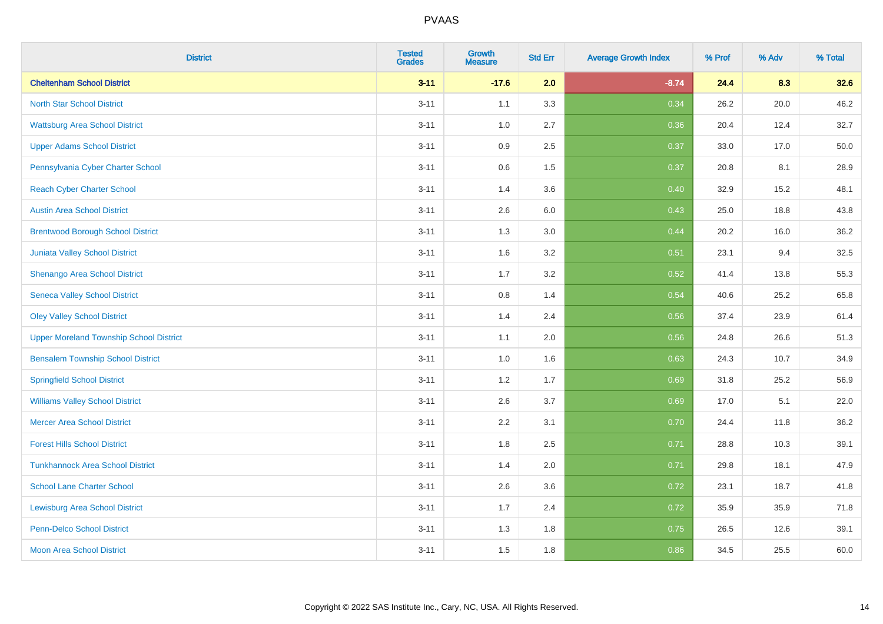# PVAAS

| District | Tested Grades | Growth Measure | Std Err | Average Growth Index | % Prof | % Adv | % Total |
|---|---|---|---|---|---|---|---|
| **Cheltenham School District** | **3-11** | **-17.6** | **2.0** | **-8.74** | **24.4** | **8.3** | **32.6** |
| North Star School District | 3-11 | 1.1 | 3.3 | 0.34 | 26.2 | 20.0 | 46.2 |
| Wattsburg Area School District | 3-11 | 1.0 | 2.7 | 0.36 | 20.4 | 12.4 | 32.7 |
| Upper Adams School District | 3-11 | 0.9 | 2.5 | 0.37 | 33.0 | 17.0 | 50.0 |
| Pennsylvania Cyber Charter School | 3-11 | 0.6 | 1.5 | 0.37 | 20.8 | 8.1 | 28.9 |
| Reach Cyber Charter School | 3-11 | 1.4 | 3.6 | 0.40 | 32.9 | 15.2 | 48.1 |
| Austin Area School District | 3-11 | 2.6 | 6.0 | 0.43 | 25.0 | 18.8 | 43.8 |
| Brentwood Borough School District | 3-11 | 1.3 | 3.0 | 0.44 | 20.2 | 16.0 | 36.2 |
| Juniata Valley School District | 3-11 | 1.6 | 3.2 | 0.51 | 23.1 | 9.4 | 32.5 |
| Shenango Area School District | 3-11 | 1.7 | 3.2 | 0.52 | 41.4 | 13.8 | 55.3 |
| Seneca Valley School District | 3-11 | 0.8 | 1.4 | 0.54 | 40.6 | 25.2 | 65.8 |
| Oley Valley School District | 3-11 | 1.4 | 2.4 | 0.56 | 37.4 | 23.9 | 61.4 |
| Upper Moreland Township School District | 3-11 | 1.1 | 2.0 | 0.56 | 24.8 | 26.6 | 51.3 |
| Bensalem Township School District | 3-11 | 1.0 | 1.6 | 0.63 | 24.3 | 10.7 | 34.9 |
| Springfield School District | 3-11 | 1.2 | 1.7 | 0.69 | 31.8 | 25.2 | 56.9 |
| Williams Valley School District | 3-11 | 2.6 | 3.7 | 0.69 | 17.0 | 5.1 | 22.0 |
| Mercer Area School District | 3-11 | 2.2 | 3.1 | 0.70 | 24.4 | 11.8 | 36.2 |
| Forest Hills School District | 3-11 | 1.8 | 2.5 | 0.71 | 28.8 | 10.3 | 39.1 |
| Tunkhannock Area School District | 3-11 | 1.4 | 2.0 | 0.71 | 29.8 | 18.1 | 47.9 |
| School Lane Charter School | 3-11 | 2.6 | 3.6 | 0.72 | 23.1 | 18.7 | 41.8 |
| Lewisburg Area School District | 3-11 | 1.7 | 2.4 | 0.72 | 35.9 | 35.9 | 71.8 |
| Penn-Delco School District | 3-11 | 1.3 | 1.8 | 0.75 | 26.5 | 12.6 | 39.1 |
| Moon Area School District | 3-11 | 1.5 | 1.8 | 0.86 | 34.5 | 25.5 | 60.0 |

Copyright © 2022 SAS Institute Inc., Cary, NC, USA. All Rights Reserved.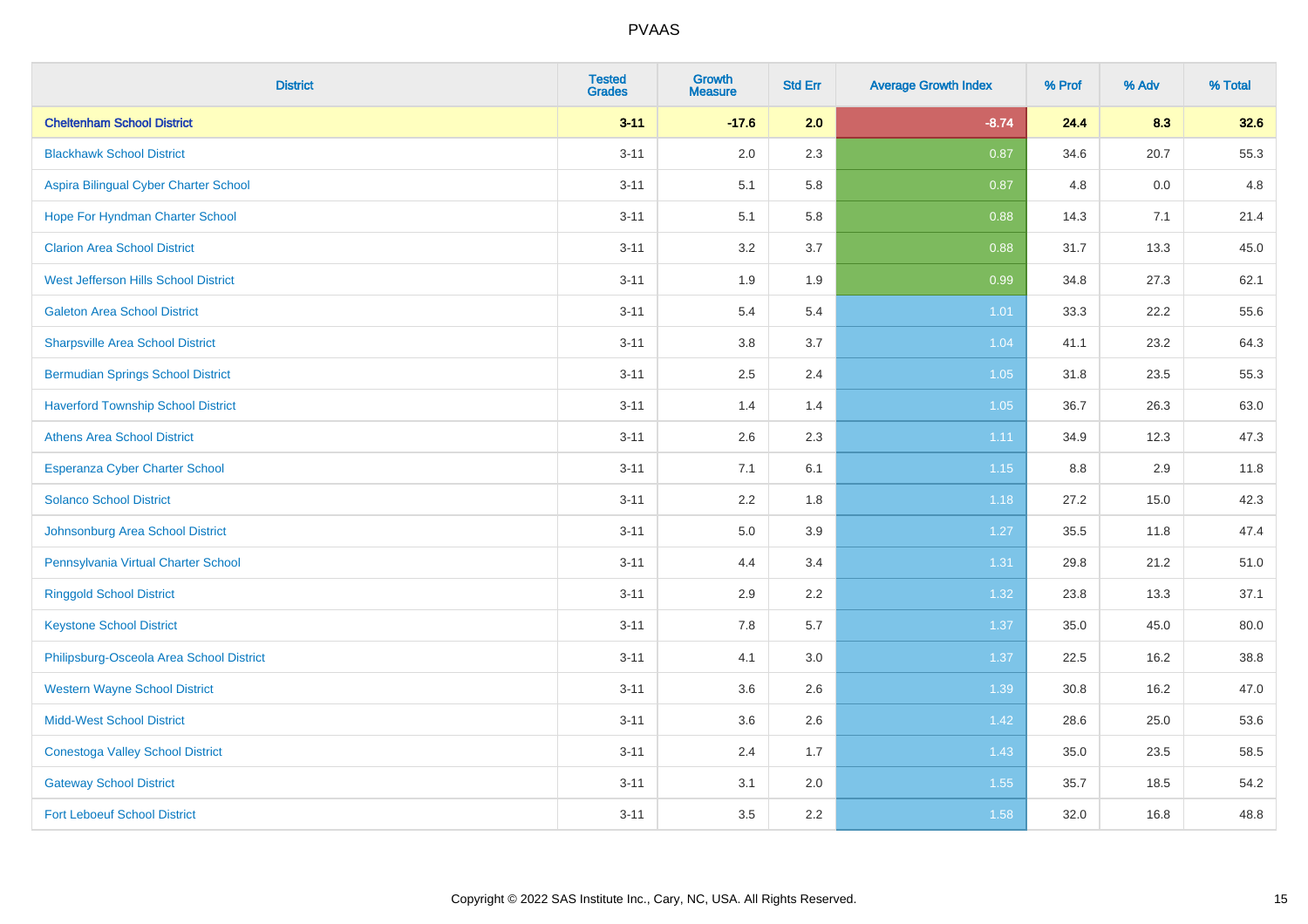| District | Tested Grades | Growth Measure | Std Err | Average Growth Index | % Prof | % Adv | % Total |
|---|---|---|---|---|---|---|---|
| **Cheltenham School District** | **3-11** | **-17.6** | **2.0** | **-8.74** | **24.4** | **8.3** | **32.6** |
| Blackhawk School District | 3-11 | 2.0 | 2.3 | 0.87 | 34.6 | 20.7 | 55.3 |
| Aspira Bilingual Cyber Charter School | 3-11 | 5.1 | 5.8 | 0.87 | 4.8 | 0.0 | 4.8 |
| Hope For Hyndman Charter School | 3-11 | 5.1 | 5.8 | 0.88 | 14.3 | 7.1 | 21.4 |
| Clarion Area School District | 3-11 | 3.2 | 3.7 | 0.88 | 31.7 | 13.3 | 45.0 |
| West Jefferson Hills School District | 3-11 | 1.9 | 1.9 | 0.99 | 34.8 | 27.3 | 62.1 |
| Galeton Area School District | 3-11 | 5.4 | 5.4 | 1.01 | 33.3 | 22.2 | 55.6 |
| Sharpsville Area School District | 3-11 | 3.8 | 3.7 | 1.04 | 41.1 | 23.2 | 64.3 |
| Bermudian Springs School District | 3-11 | 2.5 | 2.4 | 1.05 | 31.8 | 23.5 | 55.3 |
| Haverford Township School District | 3-11 | 1.4 | 1.4 | 1.05 | 36.7 | 26.3 | 63.0 |
| Athens Area School District | 3-11 | 2.6 | 2.3 | 1.11 | 34.9 | 12.3 | 47.3 |
| Esperanza Cyber Charter School | 3-11 | 7.1 | 6.1 | 1.15 | 8.8 | 2.9 | 11.8 |
| Solanco School District | 3-11 | 2.2 | 1.8 | 1.18 | 27.2 | 15.0 | 42.3 |
| Johnsonburg Area School District | 3-11 | 5.0 | 3.9 | 1.27 | 35.5 | 11.8 | 47.4 |
| Pennsylvania Virtual Charter School | 3-11 | 4.4 | 3.4 | 1.31 | 29.8 | 21.2 | 51.0 |
| Ringgold School District | 3-11 | 2.9 | 2.2 | 1.32 | 23.8 | 13.3 | 37.1 |
| Keystone School District | 3-11 | 7.8 | 5.7 | 1.37 | 35.0 | 45.0 | 80.0 |
| Philipsburg-Osceola Area School District | 3-11 | 4.1 | 3.0 | 1.37 | 22.5 | 16.2 | 38.8 |
| Western Wayne School District | 3-11 | 3.6 | 2.6 | 1.39 | 30.8 | 16.2 | 47.0 |
| Midd-West School District | 3-11 | 3.6 | 2.6 | 1.42 | 28.6 | 25.0 | 53.6 |
| Conestoga Valley School District | 3-11 | 2.4 | 1.7 | 1.43 | 35.0 | 23.5 | 58.5 |
| Gateway School District | 3-11 | 3.1 | 2.0 | 1.55 | 35.7 | 18.5 | 54.2 |
| Fort Leboeuf School District | 3-11 | 3.5 | 2.2 | 1.58 | 32.0 | 16.8 | 48.8 |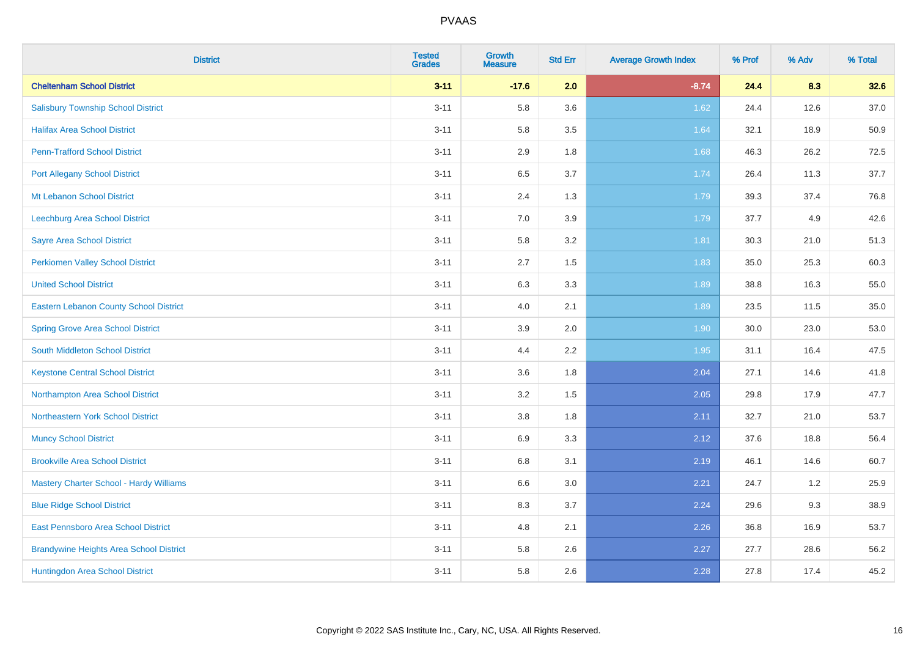| District | Tested Grades | Growth Measure | Std Err | Average Growth Index | % Prof | % Adv | % Total |
|---|---|---|---|---|---|---|---|
| **Cheltenham School District** | **3-11** | **-17.6** | **2.0** | **-8.74** | **24.4** | **8.3** | **32.6** |
| Salisbury Township School District | 3-11 | 5.8 | 3.6 | 1.62 | 24.4 | 12.6 | 37.0 |
| Halifax Area School District | 3-11 | 5.8 | 3.5 | 1.64 | 32.1 | 18.9 | 50.9 |
| Penn-Trafford School District | 3-11 | 2.9 | 1.8 | 1.68 | 46.3 | 26.2 | 72.5 |
| Port Allegany School District | 3-11 | 6.5 | 3.7 | 1.74 | 26.4 | 11.3 | 37.7 |
| Mt Lebanon School District | 3-11 | 2.4 | 1.3 | 1.79 | 39.3 | 37.4 | 76.8 |
| Leechburg Area School District | 3-11 | 7.0 | 3.9 | 1.79 | 37.7 | 4.9 | 42.6 |
| Sayre Area School District | 3-11 | 5.8 | 3.2 | 1.81 | 30.3 | 21.0 | 51.3 |
| Perkiomen Valley School District | 3-11 | 2.7 | 1.5 | 1.83 | 35.0 | 25.3 | 60.3 |
| United School District | 3-11 | 6.3 | 3.3 | 1.89 | 38.8 | 16.3 | 55.0 |
| Eastern Lebanon County School District | 3-11 | 4.0 | 2.1 | 1.89 | 23.5 | 11.5 | 35.0 |
| Spring Grove Area School District | 3-11 | 3.9 | 2.0 | 1.90 | 30.0 | 23.0 | 53.0 |
| South Middleton School District | 3-11 | 4.4 | 2.2 | 1.95 | 31.1 | 16.4 | 47.5 |
| Keystone Central School District | 3-11 | 3.6 | 1.8 | 2.04 | 27.1 | 14.6 | 41.8 |
| Northampton Area School District | 3-11 | 3.2 | 1.5 | 2.05 | 29.8 | 17.9 | 47.7 |
| Northeastern York School District | 3-11 | 3.8 | 1.8 | 2.11 | 32.7 | 21.0 | 53.7 |
| Muncy School District | 3-11 | 6.9 | 3.3 | 2.12 | 37.6 | 18.8 | 56.4 |
| Brookville Area School District | 3-11 | 6.8 | 3.1 | 2.19 | 46.1 | 14.6 | 60.7 |
| Mastery Charter School - Hardy Williams | 3-11 | 6.6 | 3.0 | 2.21 | 24.7 | 1.2 | 25.9 |
| Blue Ridge School District | 3-11 | 8.3 | 3.7 | 2.24 | 29.6 | 9.3 | 38.9 |
| East Pennsboro Area School District | 3-11 | 4.8 | 2.1 | 2.26 | 36.8 | 16.9 | 53.7 |
| Brandywine Heights Area School District | 3-11 | 5.8 | 2.6 | 2.27 | 27.7 | 28.6 | 56.2 |
| Huntingdon Area School District | 3-11 | 5.8 | 2.6 | 2.28 | 27.8 | 17.4 | 45.2 |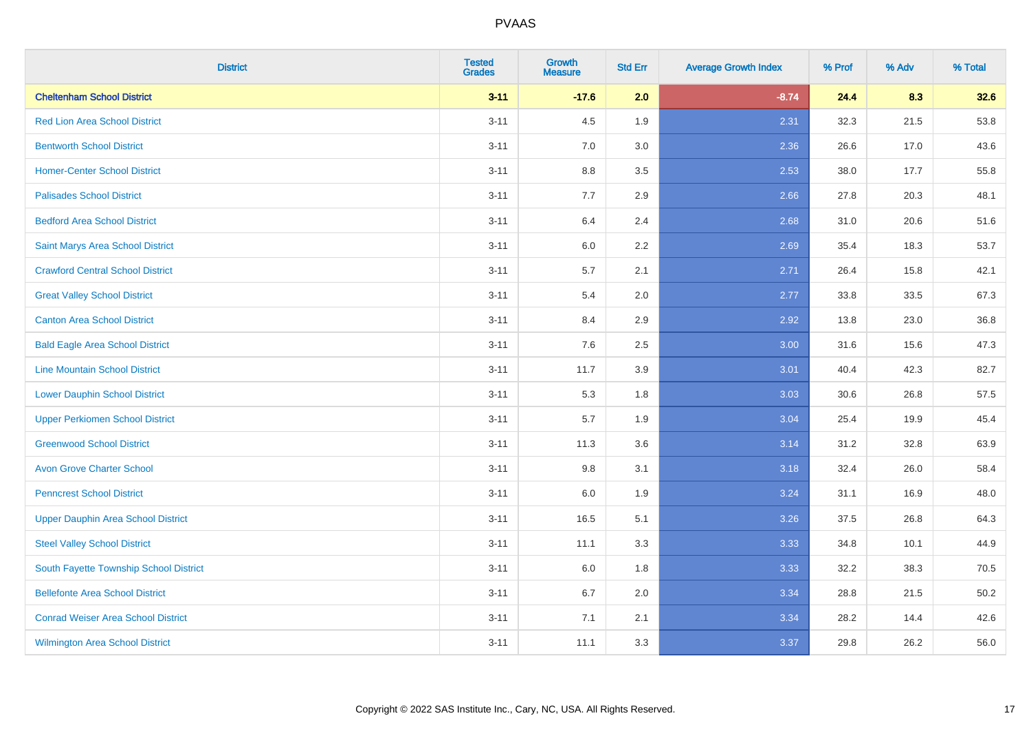| District | Tested Grades | Growth Measure | Std Err | Average Growth Index | % Prof | % Adv | % Total |
|---|---|---|---|---|---|---|---|
| **Cheltenham School District** | **3-11** | **-17.6** | **2.0** | **-8.74** | **24.4** | **8.3** | **32.6** |
| Red Lion Area School District | 3-11 | 4.5 | 1.9 | 2.31 | 32.3 | 21.5 | 53.8 |
| Bentworth School District | 3-11 | 7.0 | 3.0 | 2.36 | 26.6 | 17.0 | 43.6 |
| Homer-Center School District | 3-11 | 8.8 | 3.5 | 2.53 | 38.0 | 17.7 | 55.8 |
| Palisades School District | 3-11 | 7.7 | 2.9 | 2.66 | 27.8 | 20.3 | 48.1 |
| Bedford Area School District | 3-11 | 6.4 | 2.4 | 2.68 | 31.0 | 20.6 | 51.6 |
| Saint Marys Area School District | 3-11 | 6.0 | 2.2 | 2.69 | 35.4 | 18.3 | 53.7 |
| Crawford Central School District | 3-11 | 5.7 | 2.1 | 2.71 | 26.4 | 15.8 | 42.1 |
| Great Valley School District | 3-11 | 5.4 | 2.0 | 2.77 | 33.8 | 33.5 | 67.3 |
| Canton Area School District | 3-11 | 8.4 | 2.9 | 2.92 | 13.8 | 23.0 | 36.8 |
| Bald Eagle Area School District | 3-11 | 7.6 | 2.5 | 3.00 | 31.6 | 15.6 | 47.3 |
| Line Mountain School District | 3-11 | 11.7 | 3.9 | 3.01 | 40.4 | 42.3 | 82.7 |
| Lower Dauphin School District | 3-11 | 5.3 | 1.8 | 3.03 | 30.6 | 26.8 | 57.5 |
| Upper Perkiomen School District | 3-11 | 5.7 | 1.9 | 3.04 | 25.4 | 19.9 | 45.4 |
| Greenwood School District | 3-11 | 11.3 | 3.6 | 3.14 | 31.2 | 32.8 | 63.9 |
| Avon Grove Charter School | 3-11 | 9.8 | 3.1 | 3.18 | 32.4 | 26.0 | 58.4 |
| Penncrest School District | 3-11 | 6.0 | 1.9 | 3.24 | 31.1 | 16.9 | 48.0 |
| Upper Dauphin Area School District | 3-11 | 16.5 | 5.1 | 3.26 | 37.5 | 26.8 | 64.3 |
| Steel Valley School District | 3-11 | 11.1 | 3.3 | 3.33 | 34.8 | 10.1 | 44.9 |
| South Fayette Township School District | 3-11 | 6.0 | 1.8 | 3.33 | 32.2 | 38.3 | 70.5 |
| Bellefonte Area School District | 3-11 | 6.7 | 2.0 | 3.34 | 28.8 | 21.5 | 50.2 |
| Conrad Weiser Area School District | 3-11 | 7.1 | 2.1 | 3.34 | 28.2 | 14.4 | 42.6 |
| Wilmington Area School District | 3-11 | 11.1 | 3.3 | 3.37 | 29.8 | 26.2 | 56.0 |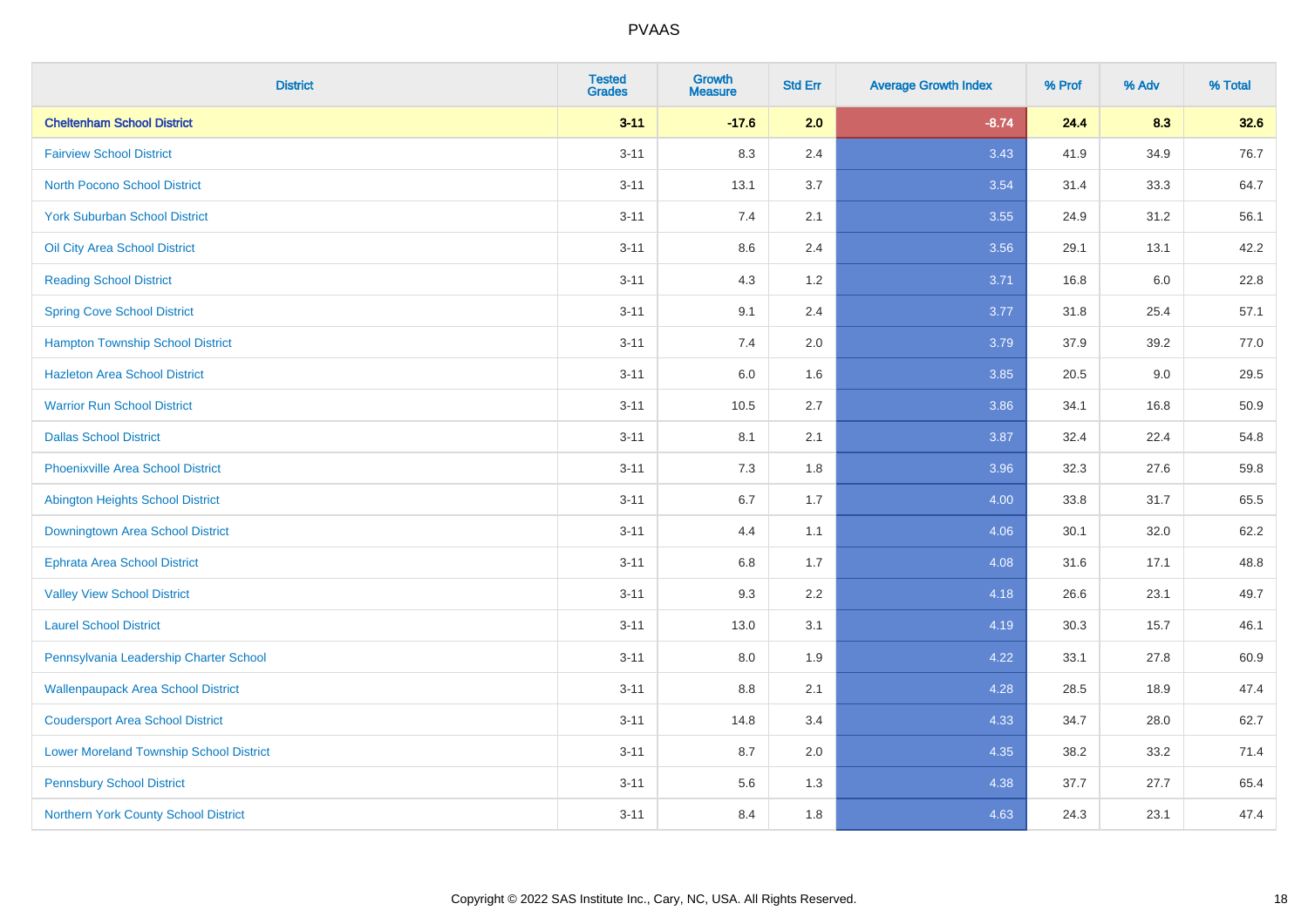# PVAAS

| District | Tested Grades | Growth Measure | Std Err | Average Growth Index | % Prof | % Adv | % Total |
|---|---|---|---|---|---|---|---|
| **Cheltenham School District** | **3-11** | **-17.6** | **2.0** | **-8.74** | **24.4** | **8.3** | **32.6** |
| Fairview School District | 3-11 | 8.3 | 2.4 | 3.43 | 41.9 | 34.9 | 76.7 |
| North Pocono School District | 3-11 | 13.1 | 3.7 | 3.54 | 31.4 | 33.3 | 64.7 |
| York Suburban School District | 3-11 | 7.4 | 2.1 | 3.55 | 24.9 | 31.2 | 56.1 |
| Oil City Area School District | 3-11 | 8.6 | 2.4 | 3.56 | 29.1 | 13.1 | 42.2 |
| Reading School District | 3-11 | 4.3 | 1.2 | 3.71 | 16.8 | 6.0 | 22.8 |
| Spring Cove School District | 3-11 | 9.1 | 2.4 | 3.77 | 31.8 | 25.4 | 57.1 |
| Hampton Township School District | 3-11 | 7.4 | 2.0 | 3.79 | 37.9 | 39.2 | 77.0 |
| Hazleton Area School District | 3-11 | 6.0 | 1.6 | 3.85 | 20.5 | 9.0 | 29.5 |
| Warrior Run School District | 3-11 | 10.5 | 2.7 | 3.86 | 34.1 | 16.8 | 50.9 |
| Dallas School District | 3-11 | 8.1 | 2.1 | 3.87 | 32.4 | 22.4 | 54.8 |
| Phoenixville Area School District | 3-11 | 7.3 | 1.8 | 3.96 | 32.3 | 27.6 | 59.8 |
| Abington Heights School District | 3-11 | 6.7 | 1.7 | 4.00 | 33.8 | 31.7 | 65.5 |
| Downingtown Area School District | 3-11 | 4.4 | 1.1 | 4.06 | 30.1 | 32.0 | 62.2 |
| Ephrata Area School District | 3-11 | 6.8 | 1.7 | 4.08 | 31.6 | 17.1 | 48.8 |
| Valley View School District | 3-11 | 9.3 | 2.2 | 4.18 | 26.6 | 23.1 | 49.7 |
| Laurel School District | 3-11 | 13.0 | 3.1 | 4.19 | 30.3 | 15.7 | 46.1 |
| Pennsylvania Leadership Charter School | 3-11 | 8.0 | 1.9 | 4.22 | 33.1 | 27.8 | 60.9 |
| Wallenpaupack Area School District | 3-11 | 8.8 | 2.1 | 4.28 | 28.5 | 18.9 | 47.4 |
| Coudersport Area School District | 3-11 | 14.8 | 3.4 | 4.33 | 34.7 | 28.0 | 62.7 |
| Lower Moreland Township School District | 3-11 | 8.7 | 2.0 | 4.35 | 38.2 | 33.2 | 71.4 |
| Pennsbury School District | 3-11 | 5.6 | 1.3 | 4.38 | 37.7 | 27.7 | 65.4 |
| Northern York County School District | 3-11 | 8.4 | 1.8 | 4.63 | 24.3 | 23.1 | 47.4 |

Copyright © 2022 SAS Institute Inc., Cary, NC, USA. All Rights Reserved.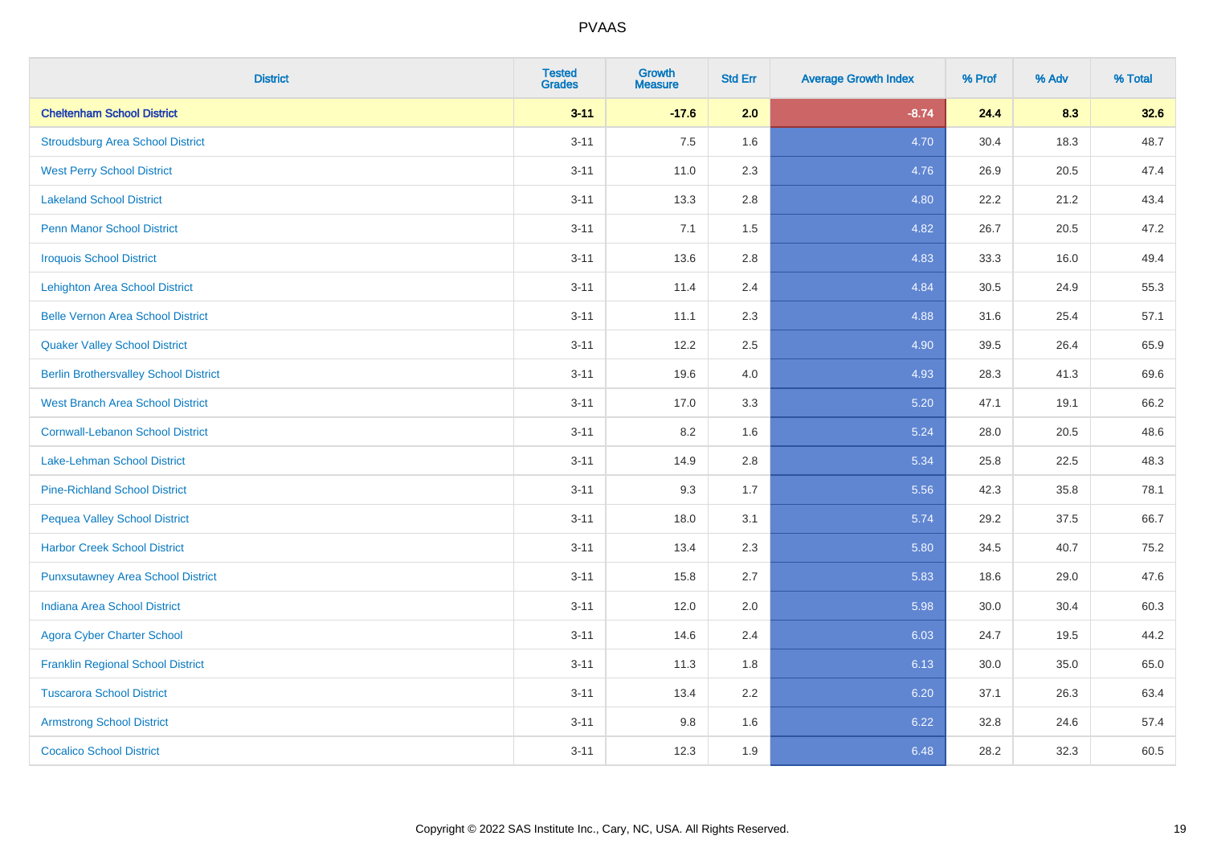# PVAAS

| District | Tested Grades | Growth Measure | Std Err | Average Growth Index | % Prof | % Adv | % Total |
|---|---|---|---|---|---|---|---|
| **Cheltenham School District** | **3-11** | **-17.6** | **2.0** | **-8.74** | **24.4** | **8.3** | **32.6** |
| Stroudsburg Area School District | 3-11 | 7.5 | 1.6 | 4.70 | 30.4 | 18.3 | 48.7 |
| West Perry School District | 3-11 | 11.0 | 2.3 | 4.76 | 26.9 | 20.5 | 47.4 |
| Lakeland School District | 3-11 | 13.3 | 2.8 | 4.80 | 22.2 | 21.2 | 43.4 |
| Penn Manor School District | 3-11 | 7.1 | 1.5 | 4.82 | 26.7 | 20.5 | 47.2 |
| Iroquois School District | 3-11 | 13.6 | 2.8 | 4.83 | 33.3 | 16.0 | 49.4 |
| Lehighton Area School District | 3-11 | 11.4 | 2.4 | 4.84 | 30.5 | 24.9 | 55.3 |
| Belle Vernon Area School District | 3-11 | 11.1 | 2.3 | 4.88 | 31.6 | 25.4 | 57.1 |
| Quaker Valley School District | 3-11 | 12.2 | 2.5 | 4.90 | 39.5 | 26.4 | 65.9 |
| Berlin Brothersvalley School District | 3-11 | 19.6 | 4.0 | 4.93 | 28.3 | 41.3 | 69.6 |
| West Branch Area School District | 3-11 | 17.0 | 3.3 | 5.20 | 47.1 | 19.1 | 66.2 |
| Cornwall-Lebanon School District | 3-11 | 8.2 | 1.6 | 5.24 | 28.0 | 20.5 | 48.6 |
| Lake-Lehman School District | 3-11 | 14.9 | 2.8 | 5.34 | 25.8 | 22.5 | 48.3 |
| Pine-Richland School District | 3-11 | 9.3 | 1.7 | 5.56 | 42.3 | 35.8 | 78.1 |
| Pequea Valley School District | 3-11 | 18.0 | 3.1 | 5.74 | 29.2 | 37.5 | 66.7 |
| Harbor Creek School District | 3-11 | 13.4 | 2.3 | 5.80 | 34.5 | 40.7 | 75.2 |
| Punxsutawney Area School District | 3-11 | 15.8 | 2.7 | 5.83 | 18.6 | 29.0 | 47.6 |
| Indiana Area School District | 3-11 | 12.0 | 2.0 | 5.98 | 30.0 | 30.4 | 60.3 |
| Agora Cyber Charter School | 3-11 | 14.6 | 2.4 | 6.03 | 24.7 | 19.5 | 44.2 |
| Franklin Regional School District | 3-11 | 11.3 | 1.8 | 6.13 | 30.0 | 35.0 | 65.0 |
| Tuscarora School District | 3-11 | 13.4 | 2.2 | 6.20 | 37.1 | 26.3 | 63.4 |
| Armstrong School District | 3-11 | 9.8 | 1.6 | 6.22 | 32.8 | 24.6 | 57.4 |
| Cocalico School District | 3-11 | 12.3 | 1.9 | 6.48 | 28.2 | 32.3 | 60.5 |

Copyright © 2022 SAS Institute Inc., Cary, NC, USA. All Rights Reserved.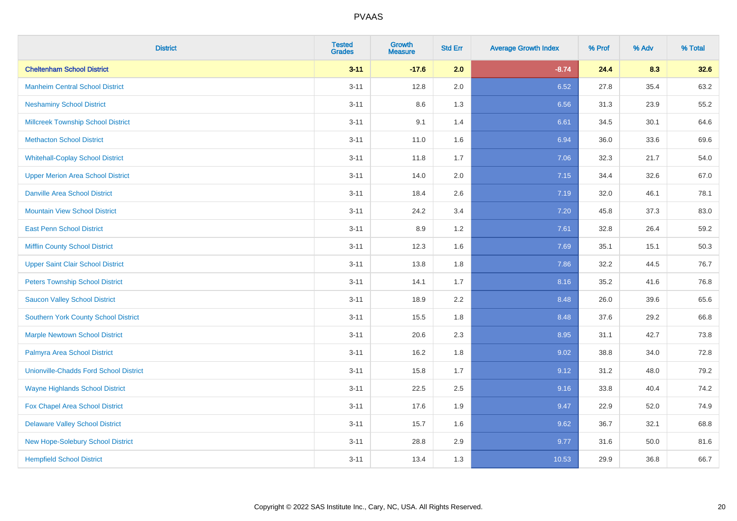# PVAAS

| District | Tested Grades | Growth Measure | Std Err | Average Growth Index | % Prof | % Adv | % Total |
|---|---|---|---|---|---|---|---|
| **Cheltenham School District** | **3-11** | **-17.6** | **2.0** | **-8.74** | **24.4** | **8.3** | **32.6** |
| Manheim Central School District | 3-11 | 12.8 | 2.0 | 6.52 | 27.8 | 35.4 | 63.2 |
| Neshaminy School District | 3-11 | 8.6 | 1.3 | 6.56 | 31.3 | 23.9 | 55.2 |
| Millcreek Township School District | 3-11 | 9.1 | 1.4 | 6.61 | 34.5 | 30.1 | 64.6 |
| Methacton School District | 3-11 | 11.0 | 1.6 | 6.94 | 36.0 | 33.6 | 69.6 |
| Whitehall-Coplay School District | 3-11 | 11.8 | 1.7 | 7.06 | 32.3 | 21.7 | 54.0 |
| Upper Merion Area School District | 3-11 | 14.0 | 2.0 | 7.15 | 34.4 | 32.6 | 67.0 |
| Danville Area School District | 3-11 | 18.4 | 2.6 | 7.19 | 32.0 | 46.1 | 78.1 |
| Mountain View School District | 3-11 | 24.2 | 3.4 | 7.20 | 45.8 | 37.3 | 83.0 |
| East Penn School District | 3-11 | 8.9 | 1.2 | 7.61 | 32.8 | 26.4 | 59.2 |
| Mifflin County School District | 3-11 | 12.3 | 1.6 | 7.69 | 35.1 | 15.1 | 50.3 |
| Upper Saint Clair School District | 3-11 | 13.8 | 1.8 | 7.86 | 32.2 | 44.5 | 76.7 |
| Peters Township School District | 3-11 | 14.1 | 1.7 | 8.16 | 35.2 | 41.6 | 76.8 |
| Saucon Valley School District | 3-11 | 18.9 | 2.2 | 8.48 | 26.0 | 39.6 | 65.6 |
| Southern York County School District | 3-11 | 15.5 | 1.8 | 8.48 | 37.6 | 29.2 | 66.8 |
| Marple Newtown School District | 3-11 | 20.6 | 2.3 | 8.95 | 31.1 | 42.7 | 73.8 |
| Palmyra Area School District | 3-11 | 16.2 | 1.8 | 9.02 | 38.8 | 34.0 | 72.8 |
| Unionville-Chadds Ford School District | 3-11 | 15.8 | 1.7 | 9.12 | 31.2 | 48.0 | 79.2 |
| Wayne Highlands School District | 3-11 | 22.5 | 2.5 | 9.16 | 33.8 | 40.4 | 74.2 |
| Fox Chapel Area School District | 3-11 | 17.6 | 1.9 | 9.47 | 22.9 | 52.0 | 74.9 |
| Delaware Valley School District | 3-11 | 15.7 | 1.6 | 9.62 | 36.7 | 32.1 | 68.8 |
| New Hope-Solebury School District | 3-11 | 28.8 | 2.9 | 9.77 | 31.6 | 50.0 | 81.6 |
| Hempfield School District | 3-11 | 13.4 | 1.3 | 10.53 | 29.9 | 36.8 | 66.7 |

Copyright © 2022 SAS Institute Inc., Cary, NC, USA. All Rights Reserved.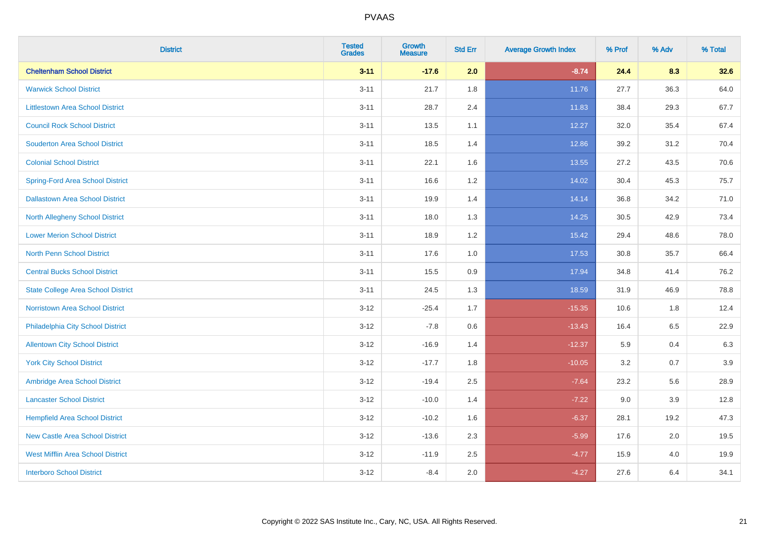| District | Tested Grades | Growth Measure | Std Err | Average Growth Index | % Prof | % Adv | % Total |
|---|---|---|---|---|---|---|---|
| **Cheltenham School District** | **3-11** | **-17.6** | **2.0** | **-8.74** | **24.4** | **8.3** | **32.6** |
| Warwick School District | 3-11 | 21.7 | 1.8 | 11.76 | 27.7 | 36.3 | 64.0 |
| Littlestown Area School District | 3-11 | 28.7 | 2.4 | 11.83 | 38.4 | 29.3 | 67.7 |
| Council Rock School District | 3-11 | 13.5 | 1.1 | 12.27 | 32.0 | 35.4 | 67.4 |
| Souderton Area School District | 3-11 | 18.5 | 1.4 | 12.86 | 39.2 | 31.2 | 70.4 |
| Colonial School District | 3-11 | 22.1 | 1.6 | 13.55 | 27.2 | 43.5 | 70.6 |
| Spring-Ford Area School District | 3-11 | 16.6 | 1.2 | 14.02 | 30.4 | 45.3 | 75.7 |
| Dallastown Area School District | 3-11 | 19.9 | 1.4 | 14.14 | 36.8 | 34.2 | 71.0 |
| North Allegheny School District | 3-11 | 18.0 | 1.3 | 14.25 | 30.5 | 42.9 | 73.4 |
| Lower Merion School District | 3-11 | 18.9 | 1.2 | 15.42 | 29.4 | 48.6 | 78.0 |
| North Penn School District | 3-11 | 17.6 | 1.0 | 17.53 | 30.8 | 35.7 | 66.4 |
| Central Bucks School District | 3-11 | 15.5 | 0.9 | 17.94 | 34.8 | 41.4 | 76.2 |
| State College Area School District | 3-11 | 24.5 | 1.3 | 18.59 | 31.9 | 46.9 | 78.8 |
| Norristown Area School District | 3-12 | -25.4 | 1.7 | -15.35 | 10.6 | 1.8 | 12.4 |
| Philadelphia City School District | 3-12 | -7.8 | 0.6 | -13.43 | 16.4 | 6.5 | 22.9 |
| Allentown City School District | 3-12 | -16.9 | 1.4 | -12.37 | 5.9 | 0.4 | 6.3 |
| York City School District | 3-12 | -17.7 | 1.8 | -10.05 | 3.2 | 0.7 | 3.9 |
| Ambridge Area School District | 3-12 | -19.4 | 2.5 | -7.64 | 23.2 | 5.6 | 28.9 |
| Lancaster School District | 3-12 | -10.0 | 1.4 | -7.22 | 9.0 | 3.9 | 12.8 |
| Hempfield Area School District | 3-12 | -10.2 | 1.6 | -6.37 | 28.1 | 19.2 | 47.3 |
| New Castle Area School District | 3-12 | -13.6 | 2.3 | -5.99 | 17.6 | 2.0 | 19.5 |
| West Mifflin Area School District | 3-12 | -11.9 | 2.5 | -4.77 | 15.9 | 4.0 | 19.9 |
| Interboro School District | 3-12 | -8.4 | 2.0 | -4.27 | 27.6 | 6.4 | 34.1 |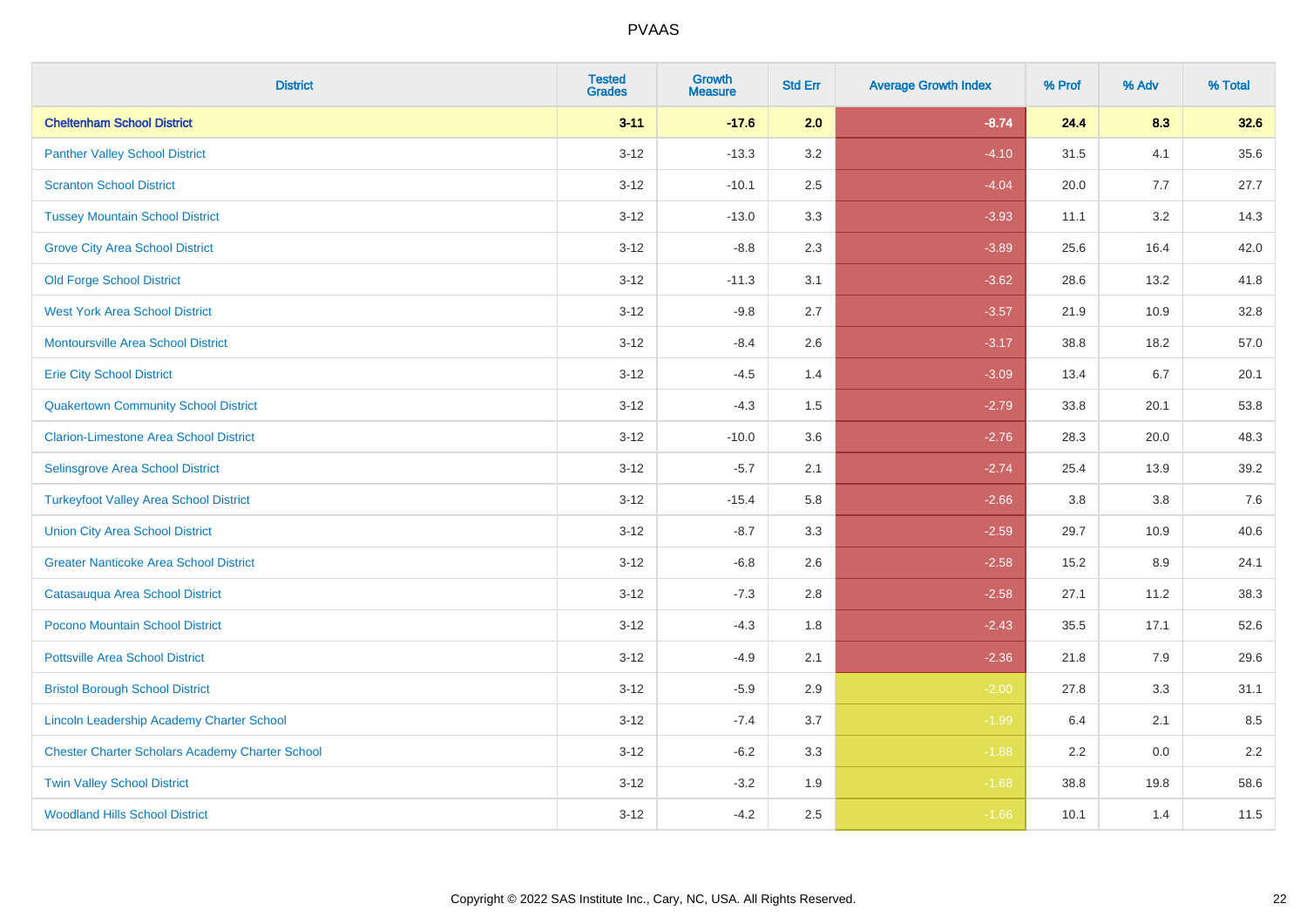# PVAAS

| District | Tested Grades | Growth Measure | Std Err | Average Growth Index | % Prof | % Adv | % Total |
|---|---|---|---|---|---|---|---|
| **Cheltenham School District** | **3-11** | **-17.6** | **2.0** | **-8.74** | **24.4** | **8.3** | **32.6** |
| Panther Valley School District | 3-12 | -13.3 | 3.2 | -4.10 | 31.5 | 4.1 | 35.6 |
| Scranton School District | 3-12 | -10.1 | 2.5 | -4.04 | 20.0 | 7.7 | 27.7 |
| Tussey Mountain School District | 3-12 | -13.0 | 3.3 | -3.93 | 11.1 | 3.2 | 14.3 |
| Grove City Area School District | 3-12 | -8.8 | 2.3 | -3.89 | 25.6 | 16.4 | 42.0 |
| Old Forge School District | 3-12 | -11.3 | 3.1 | -3.62 | 28.6 | 13.2 | 41.8 |
| West York Area School District | 3-12 | -9.8 | 2.7 | -3.57 | 21.9 | 10.9 | 32.8 |
| Montoursville Area School District | 3-12 | -8.4 | 2.6 | -3.17 | 38.8 | 18.2 | 57.0 |
| Erie City School District | 3-12 | -4.5 | 1.4 | -3.09 | 13.4 | 6.7 | 20.1 |
| Quakertown Community School District | 3-12 | -4.3 | 1.5 | -2.79 | 33.8 | 20.1 | 53.8 |
| Clarion-Limestone Area School District | 3-12 | -10.0 | 3.6 | -2.76 | 28.3 | 20.0 | 48.3 |
| Selinsgrove Area School District | 3-12 | -5.7 | 2.1 | -2.74 | 25.4 | 13.9 | 39.2 |
| Turkeyfoot Valley Area School District | 3-12 | -15.4 | 5.8 | -2.66 | 3.8 | 3.8 | 7.6 |
| Union City Area School District | 3-12 | -8.7 | 3.3 | -2.59 | 29.7 | 10.9 | 40.6 |
| Greater Nanticoke Area School District | 3-12 | -6.8 | 2.6 | -2.58 | 15.2 | 8.9 | 24.1 |
| Catasauqua Area School District | 3-12 | -7.3 | 2.8 | -2.58 | 27.1 | 11.2 | 38.3 |
| Pocono Mountain School District | 3-12 | -4.3 | 1.8 | -2.43 | 35.5 | 17.1 | 52.6 |
| Pottsville Area School District | 3-12 | -4.9 | 2.1 | -2.36 | 21.8 | 7.9 | 29.6 |
| Bristol Borough School District | 3-12 | -5.9 | 2.9 | -2.00 | 27.8 | 3.3 | 31.1 |
| Lincoln Leadership Academy Charter School | 3-12 | -7.4 | 3.7 | -1.99 | 6.4 | 2.1 | 8.5 |
| Chester Charter Scholars Academy Charter School | 3-12 | -6.2 | 3.3 | -1.88 | 2.2 | 0.0 | 2.2 |
| Twin Valley School District | 3-12 | -3.2 | 1.9 | -1.68 | 38.8 | 19.8 | 58.6 |
| Woodland Hills School District | 3-12 | -4.2 | 2.5 | -1.66 | 10.1 | 1.4 | 11.5 |

Copyright © 2022 SAS Institute Inc., Cary, NC, USA. All Rights Reserved.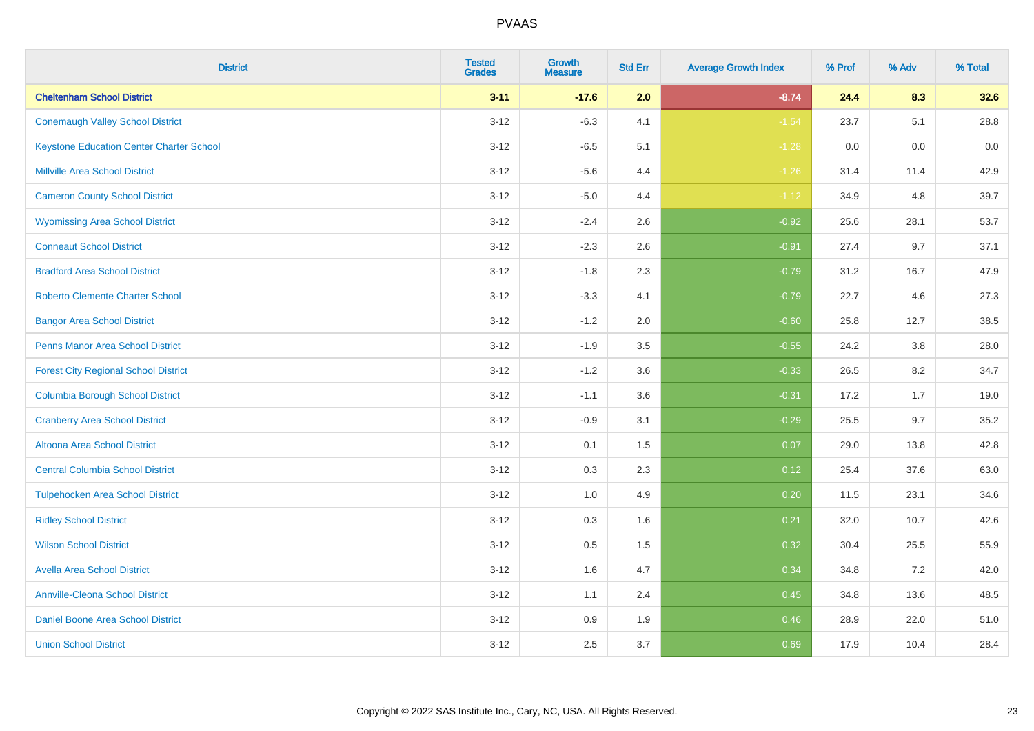# PVAAS

| District | Tested Grades | Growth Measure | Std Err | Average Growth Index | % Prof | % Adv | % Total |
|---|---|---|---|---|---|---|---|
| **Cheltenham School District** | **3-11** | **-17.6** | **2.0** | **-8.74** | **24.4** | **8.3** | **32.6** |
| Conemaugh Valley School District | 3-12 | -6.3 | 4.1 | -1.54 | 23.7 | 5.1 | 28.8 |
| Keystone Education Center Charter School | 3-12 | -6.5 | 5.1 | -1.28 | 0.0 | 0.0 | 0.0 |
| Millville Area School District | 3-12 | -5.6 | 4.4 | -1.26 | 31.4 | 11.4 | 42.9 |
| Cameron County School District | 3-12 | -5.0 | 4.4 | -1.12 | 34.9 | 4.8 | 39.7 |
| Wyomissing Area School District | 3-12 | -2.4 | 2.6 | -0.92 | 25.6 | 28.1 | 53.7 |
| Conneaut School District | 3-12 | -2.3 | 2.6 | -0.91 | 27.4 | 9.7 | 37.1 |
| Bradford Area School District | 3-12 | -1.8 | 2.3 | -0.79 | 31.2 | 16.7 | 47.9 |
| Roberto Clemente Charter School | 3-12 | -3.3 | 4.1 | -0.79 | 22.7 | 4.6 | 27.3 |
| Bangor Area School District | 3-12 | -1.2 | 2.0 | -0.60 | 25.8 | 12.7 | 38.5 |
| Penns Manor Area School District | 3-12 | -1.9 | 3.5 | -0.55 | 24.2 | 3.8 | 28.0 |
| Forest City Regional School District | 3-12 | -1.2 | 3.6 | -0.33 | 26.5 | 8.2 | 34.7 |
| Columbia Borough School District | 3-12 | -1.1 | 3.6 | -0.31 | 17.2 | 1.7 | 19.0 |
| Cranberry Area School District | 3-12 | -0.9 | 3.1 | -0.29 | 25.5 | 9.7 | 35.2 |
| Altoona Area School District | 3-12 | 0.1 | 1.5 | 0.07 | 29.0 | 13.8 | 42.8 |
| Central Columbia School District | 3-12 | 0.3 | 2.3 | 0.12 | 25.4 | 37.6 | 63.0 |
| Tulpehocken Area School District | 3-12 | 1.0 | 4.9 | 0.20 | 11.5 | 23.1 | 34.6 |
| Ridley School District | 3-12 | 0.3 | 1.6 | 0.21 | 32.0 | 10.7 | 42.6 |
| Wilson School District | 3-12 | 0.5 | 1.5 | 0.32 | 30.4 | 25.5 | 55.9 |
| Avella Area School District | 3-12 | 1.6 | 4.7 | 0.34 | 34.8 | 7.2 | 42.0 |
| Annville-Cleona School District | 3-12 | 1.1 | 2.4 | 0.45 | 34.8 | 13.6 | 48.5 |
| Daniel Boone Area School District | 3-12 | 0.9 | 1.9 | 0.46 | 28.9 | 22.0 | 51.0 |
| Union School District | 3-12 | 2.5 | 3.7 | 0.69 | 17.9 | 10.4 | 28.4 |

Copyright © 2022 SAS Institute Inc., Cary, NC, USA. All Rights Reserved.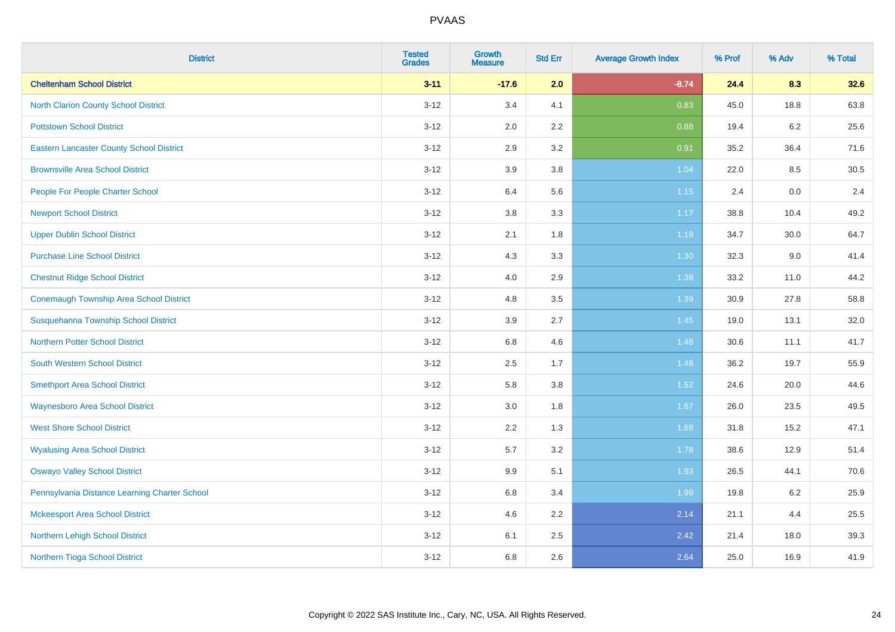| District | Tested Grades | Growth Measure | Std Err | Average Growth Index | % Prof | % Adv | % Total |
|---|---|---|---|---|---|---|---|
| **Cheltenham School District** | **3-11** | **-17.6** | **2.0** | **-8.74** | **24.4** | **8.3** | **32.6** |
| North Clarion County School District | 3-12 | 3.4 | 4.1 | 0.83 | 45.0 | 18.8 | 63.8 |
| Pottstown School District | 3-12 | 2.0 | 2.2 | 0.88 | 19.4 | 6.2 | 25.6 |
| Eastern Lancaster County School District | 3-12 | 2.9 | 3.2 | 0.91 | 35.2 | 36.4 | 71.6 |
| Brownsville Area School District | 3-12 | 3.9 | 3.8 | 1.04 | 22.0 | 8.5 | 30.5 |
| People For People Charter School | 3-12 | 6.4 | 5.6 | 1.15 | 2.4 | 0.0 | 2.4 |
| Newport School District | 3-12 | 3.8 | 3.3 | 1.17 | 38.8 | 10.4 | 49.2 |
| Upper Dublin School District | 3-12 | 2.1 | 1.8 | 1.19 | 34.7 | 30.0 | 64.7 |
| Purchase Line School District | 3-12 | 4.3 | 3.3 | 1.30 | 32.3 | 9.0 | 41.4 |
| Chestnut Ridge School District | 3-12 | 4.0 | 2.9 | 1.38 | 33.2 | 11.0 | 44.2 |
| Conemaugh Township Area School District | 3-12 | 4.8 | 3.5 | 1.39 | 30.9 | 27.8 | 58.8 |
| Susquehanna Township School District | 3-12 | 3.9 | 2.7 | 1.45 | 19.0 | 13.1 | 32.0 |
| Northern Potter School District | 3-12 | 6.8 | 4.6 | 1.48 | 30.6 | 11.1 | 41.7 |
| South Western School District | 3-12 | 2.5 | 1.7 | 1.48 | 36.2 | 19.7 | 55.9 |
| Smethport Area School District | 3-12 | 5.8 | 3.8 | 1.52 | 24.6 | 20.0 | 44.6 |
| Waynesboro Area School District | 3-12 | 3.0 | 1.8 | 1.67 | 26.0 | 23.5 | 49.5 |
| West Shore School District | 3-12 | 2.2 | 1.3 | 1.68 | 31.8 | 15.2 | 47.1 |
| Wyalusing Area School District | 3-12 | 5.7 | 3.2 | 1.78 | 38.6 | 12.9 | 51.4 |
| Oswayo Valley School District | 3-12 | 9.9 | 5.1 | 1.93 | 26.5 | 44.1 | 70.6 |
| Pennsylvania Distance Learning Charter School | 3-12 | 6.8 | 3.4 | 1.99 | 19.8 | 6.2 | 25.9 |
| Mckeesport Area School District | 3-12 | 4.6 | 2.2 | 2.14 | 21.1 | 4.4 | 25.5 |
| Northern Lehigh School District | 3-12 | 6.1 | 2.5 | 2.42 | 21.4 | 18.0 | 39.3 |
| Northern Tioga School District | 3-12 | 6.8 | 2.6 | 2.64 | 25.0 | 16.9 | 41.9 |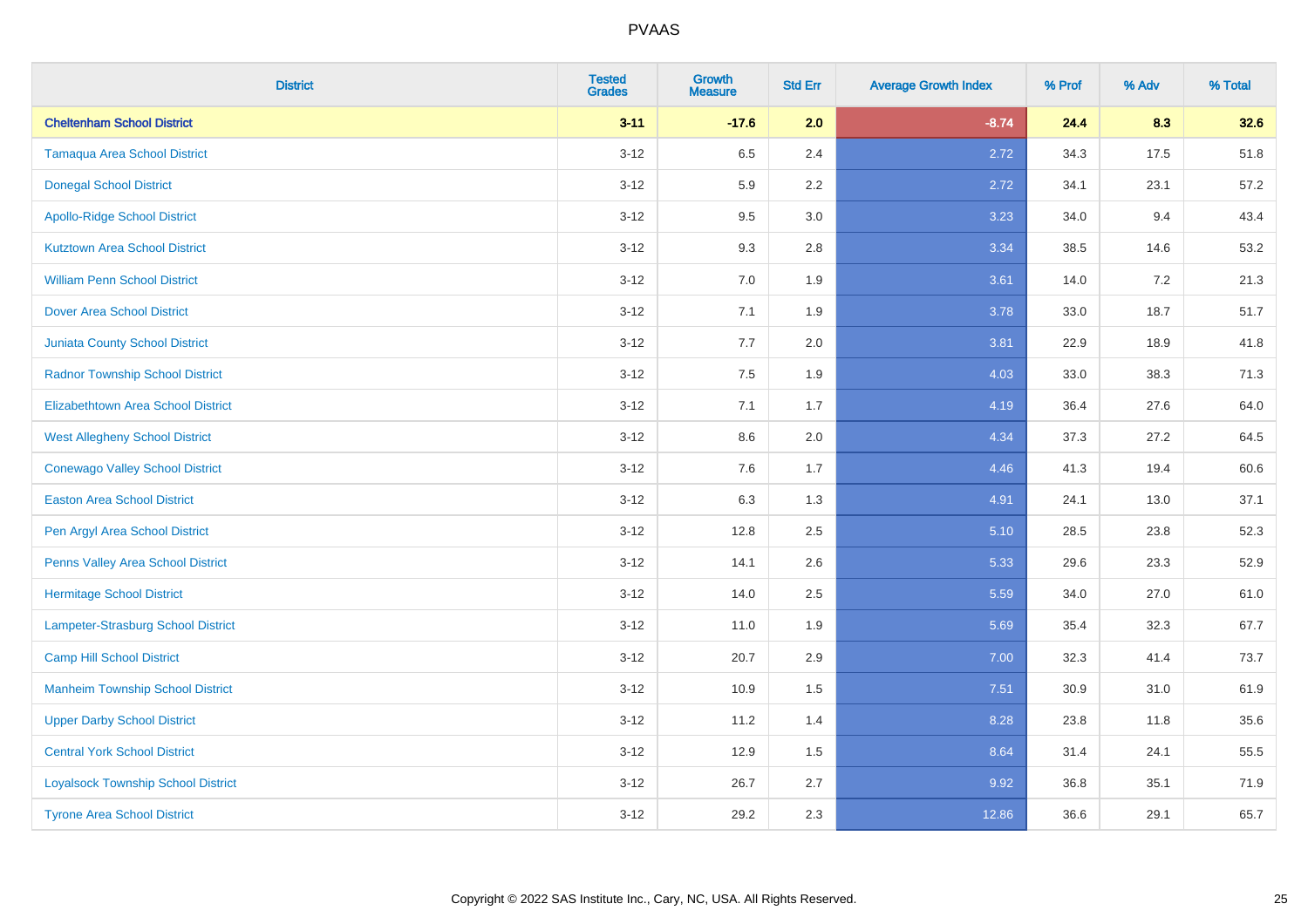# PVAAS

| District | Tested Grades | Growth Measure | Std Err | Average Growth Index | % Prof | % Adv | % Total |
|---|---|---|---|---|---|---|---|
| **Cheltenham School District** | **3-11** | **-17.6** | **2.0** | **-8.74** | **24.4** | **8.3** | **32.6** |
| Tamaqua Area School District | 3-12 | 6.5 | 2.4 | 2.72 | 34.3 | 17.5 | 51.8 |
| Donegal School District | 3-12 | 5.9 | 2.2 | 2.72 | 34.1 | 23.1 | 57.2 |
| Apollo-Ridge School District | 3-12 | 9.5 | 3.0 | 3.23 | 34.0 | 9.4 | 43.4 |
| Kutztown Area School District | 3-12 | 9.3 | 2.8 | 3.34 | 38.5 | 14.6 | 53.2 |
| William Penn School District | 3-12 | 7.0 | 1.9 | 3.61 | 14.0 | 7.2 | 21.3 |
| Dover Area School District | 3-12 | 7.1 | 1.9 | 3.78 | 33.0 | 18.7 | 51.7 |
| Juniata County School District | 3-12 | 7.7 | 2.0 | 3.81 | 22.9 | 18.9 | 41.8 |
| Radnor Township School District | 3-12 | 7.5 | 1.9 | 4.03 | 33.0 | 38.3 | 71.3 |
| Elizabethtown Area School District | 3-12 | 7.1 | 1.7 | 4.19 | 36.4 | 27.6 | 64.0 |
| West Allegheny School District | 3-12 | 8.6 | 2.0 | 4.34 | 37.3 | 27.2 | 64.5 |
| Conewago Valley School District | 3-12 | 7.6 | 1.7 | 4.46 | 41.3 | 19.4 | 60.6 |
| Easton Area School District | 3-12 | 6.3 | 1.3 | 4.91 | 24.1 | 13.0 | 37.1 |
| Pen Argyl Area School District | 3-12 | 12.8 | 2.5 | 5.10 | 28.5 | 23.8 | 52.3 |
| Penns Valley Area School District | 3-12 | 14.1 | 2.6 | 5.33 | 29.6 | 23.3 | 52.9 |
| Hermitage School District | 3-12 | 14.0 | 2.5 | 5.59 | 34.0 | 27.0 | 61.0 |
| Lampeter-Strasburg School District | 3-12 | 11.0 | 1.9 | 5.69 | 35.4 | 32.3 | 67.7 |
| Camp Hill School District | 3-12 | 20.7 | 2.9 | 7.00 | 32.3 | 41.4 | 73.7 |
| Manheim Township School District | 3-12 | 10.9 | 1.5 | 7.51 | 30.9 | 31.0 | 61.9 |
| Upper Darby School District | 3-12 | 11.2 | 1.4 | 8.28 | 23.8 | 11.8 | 35.6 |
| Central York School District | 3-12 | 12.9 | 1.5 | 8.64 | 31.4 | 24.1 | 55.5 |
| Loyalsock Township School District | 3-12 | 26.7 | 2.7 | 9.92 | 36.8 | 35.1 | 71.9 |
| Tyrone Area School District | 3-12 | 29.2 | 2.3 | 12.86 | 36.6 | 29.1 | 65.7 |

Copyright © 2022 SAS Institute Inc., Cary, NC, USA. All Rights Reserved.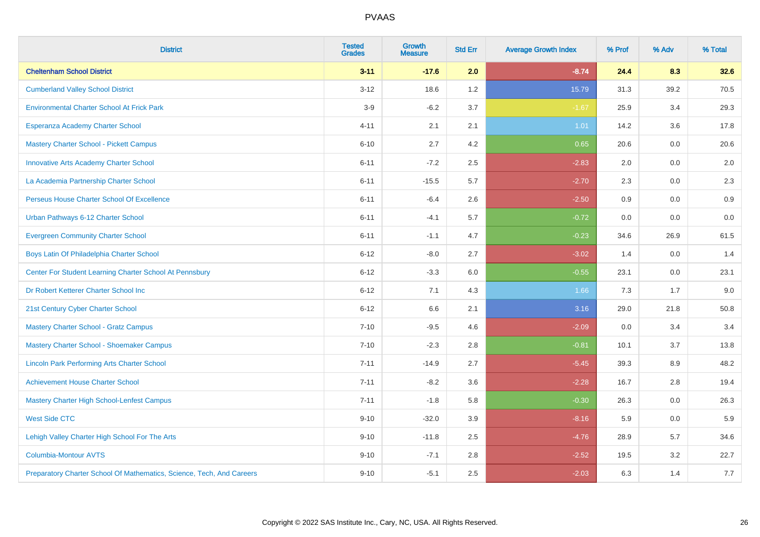# PVAAS

| District | Tested Grades | Growth Measure | Std Err | Average Growth Index | % Prof | % Adv | % Total |
|---|---|---|---|---|---|---|---|
| **Cheltenham School District** | **3-11** | **-17.6** | **2.0** | **-8.74** | **24.4** | **8.3** | **32.6** |
| Cumberland Valley School District | 3-12 | 18.6 | 1.2 | 15.79 | 31.3 | 39.2 | 70.5 |
| Environmental Charter School At Frick Park | 3-9 | -6.2 | 3.7 | -1.67 | 25.9 | 3.4 | 29.3 |
| Esperanza Academy Charter School | 4-11 | 2.1 | 2.1 | 1.01 | 14.2 | 3.6 | 17.8 |
| Mastery Charter School - Pickett Campus | 6-10 | 2.7 | 4.2 | 0.65 | 20.6 | 0.0 | 20.6 |
| Innovative Arts Academy Charter School | 6-11 | -7.2 | 2.5 | -2.83 | 2.0 | 0.0 | 2.0 |
| La Academia Partnership Charter School | 6-11 | -15.5 | 5.7 | -2.70 | 2.3 | 0.0 | 2.3 |
| Perseus House Charter School Of Excellence | 6-11 | -6.4 | 2.6 | -2.50 | 0.9 | 0.0 | 0.9 |
| Urban Pathways 6-12 Charter School | 6-11 | -4.1 | 5.7 | -0.72 | 0.0 | 0.0 | 0.0 |
| Evergreen Community Charter School | 6-11 | -1.1 | 4.7 | -0.23 | 34.6 | 26.9 | 61.5 |
| Boys Latin Of Philadelphia Charter School | 6-12 | -8.0 | 2.7 | -3.02 | 1.4 | 0.0 | 1.4 |
| Center For Student Learning Charter School At Pennsbury | 6-12 | -3.3 | 6.0 | -0.55 | 23.1 | 0.0 | 23.1 |
| Dr Robert Ketterer Charter School Inc | 6-12 | 7.1 | 4.3 | 1.66 | 7.3 | 1.7 | 9.0 |
| 21st Century Cyber Charter School | 6-12 | 6.6 | 2.1 | 3.16 | 29.0 | 21.8 | 50.8 |
| Mastery Charter School - Gratz Campus | 7-10 | -9.5 | 4.6 | -2.09 | 0.0 | 3.4 | 3.4 |
| Mastery Charter School - Shoemaker Campus | 7-10 | -2.3 | 2.8 | -0.81 | 10.1 | 3.7 | 13.8 |
| Lincoln Park Performing Arts Charter School | 7-11 | -14.9 | 2.7 | -5.45 | 39.3 | 8.9 | 48.2 |
| Achievement House Charter School | 7-11 | -8.2 | 3.6 | -2.28 | 16.7 | 2.8 | 19.4 |
| Mastery Charter High School-Lenfest Campus | 7-11 | -1.8 | 5.8 | -0.30 | 26.3 | 0.0 | 26.3 |
| West Side CTC | 9-10 | -32.0 | 3.9 | -8.16 | 5.9 | 0.0 | 5.9 |
| Lehigh Valley Charter High School For The Arts | 9-10 | -11.8 | 2.5 | -4.76 | 28.9 | 5.7 | 34.6 |
| Columbia-Montour AVTS | 9-10 | -7.1 | 2.8 | -2.52 | 19.5 | 3.2 | 22.7 |
| Preparatory Charter School Of Mathematics, Science, Tech, And Careers | 9-10 | -5.1 | 2.5 | -2.03 | 6.3 | 1.4 | 7.7 |

Copyright © 2022 SAS Institute Inc., Cary, NC, USA. All Rights Reserved.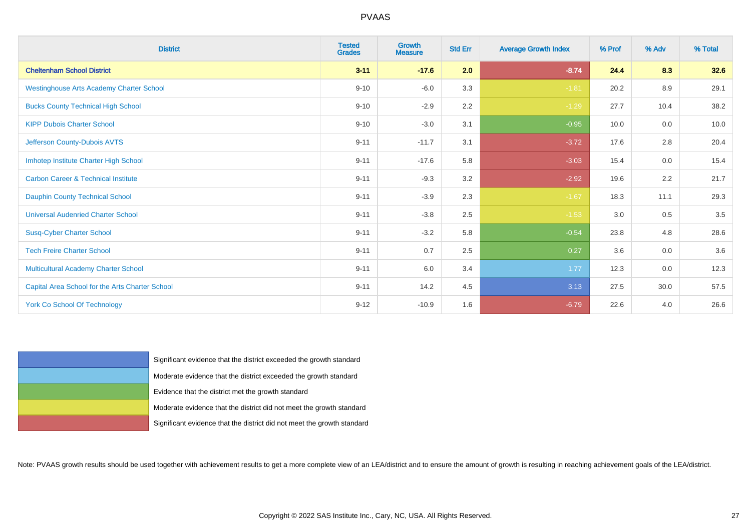PVAAS

| District | Tested Grades | Growth Measure | Std Err | Average Growth Index | % Prof | % Adv | % Total |
|---|---|---|---|---|---|---|---|
| **Cheltenham School District** | **3-11** | **-17.6** | **2.0** | **-8.74** | **24.4** | **8.3** | **32.6** |
| Westinghouse Arts Academy Charter School | 9-10 | -6.0 | 3.3 | -1.81 | 20.2 | 8.9 | 29.1 |
| Bucks County Technical High School | 9-10 | -2.9 | 2.2 | -1.29 | 27.7 | 10.4 | 38.2 |
| KIPP Dubois Charter School | 9-10 | -3.0 | 3.1 | -0.95 | 10.0 | 0.0 | 10.0 |
| Jefferson County-Dubois AVTS | 9-11 | -11.7 | 3.1 | -3.72 | 17.6 | 2.8 | 20.4 |
| Imhotep Institute Charter High School | 9-11 | -17.6 | 5.8 | -3.03 | 15.4 | 0.0 | 15.4 |
| Carbon Career & Technical Institute | 9-11 | -9.3 | 3.2 | -2.92 | 19.6 | 2.2 | 21.7 |
| Dauphin County Technical School | 9-11 | -3.9 | 2.3 | -1.67 | 18.3 | 11.1 | 29.3 |
| Universal Audenried Charter School | 9-11 | -3.8 | 2.5 | -1.53 | 3.0 | 0.5 | 3.5 |
| Susq-Cyber Charter School | 9-11 | -3.2 | 5.8 | -0.54 | 23.8 | 4.8 | 28.6 |
| Tech Freire Charter School | 9-11 | 0.7 | 2.5 | 0.27 | 3.6 | 0.0 | 3.6 |
| Multicultural Academy Charter School | 9-11 | 6.0 | 3.4 | 1.77 | 12.3 | 0.0 | 12.3 |
| Capital Area School for the Arts Charter School | 9-11 | 14.2 | 4.5 | 3.13 | 27.5 | 30.0 | 57.5 |
| York Co School Of Technology | 9-12 | -10.9 | 1.6 | -6.79 | 22.6 | 4.0 | 26.6 |

Significant evidence that the district exceeded the growth standard

Moderate evidence that the district exceeded the growth standard

Evidence that the district met the growth standard

Moderate evidence that the district did not meet the growth standard

Significant evidence that the district did not meet the growth standard

Note: PVAAS growth results should be used together with achievement results to get a more complete view of an LEA/district and to ensure the amount of growth is resulting in reaching achievement goals of the LEA/district.

Copyright © 2022 SAS Institute Inc., Cary, NC, USA. All Rights Reserved.